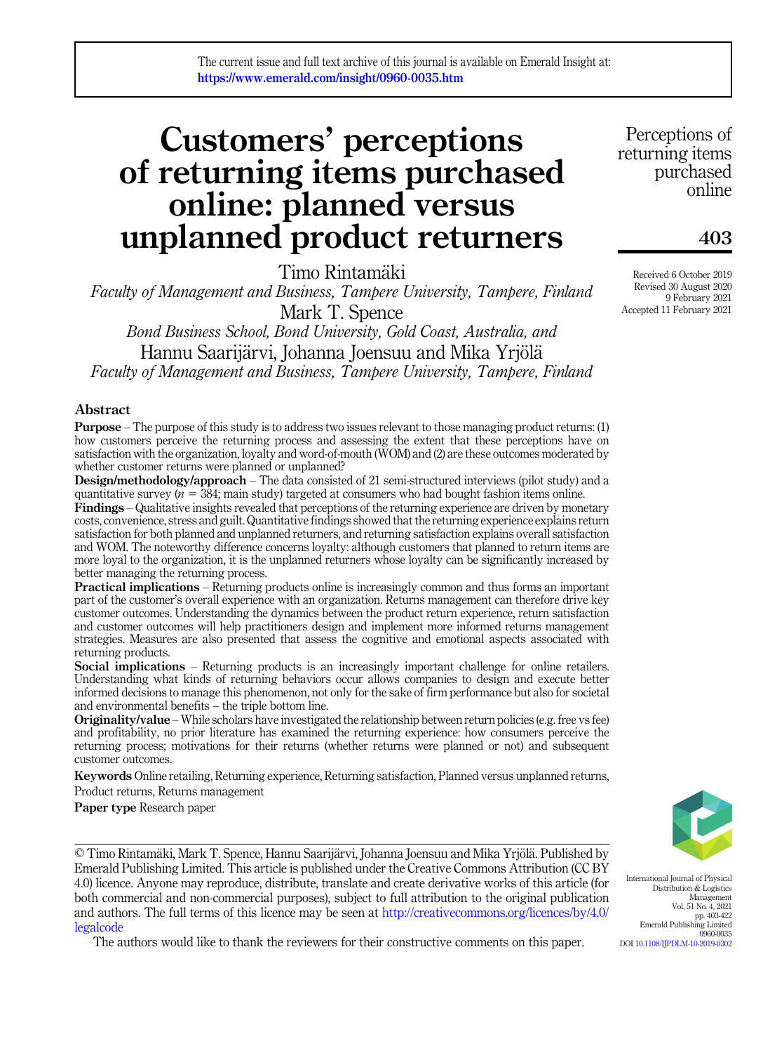The current issue and full text archive of this journal is available on Emerald Insight at: https://www.emerald.com/insight/0960-0035.htm

# Customers' perceptions of returning items purchased online: planned versus unplanned product returners

Timo Rintamäki
*Faculty of Management and Business, Tampere University, Tampere, Finland*

Mark T. Spence
*Bond Business School, Bond University, Gold Coast, Australia, and*

Hannu Saarijärvi, Johanna Joensuu and Mika Yrjölä
*Faculty of Management and Business, Tampere University, Tampere, Finland*

Received 6 October 2019
Revised 30 August 2020
9 February 2021
Accepted 11 February 2021

## Abstract

**Purpose** – The purpose of this study is to address two issues relevant to those managing product returns: (1) how customers perceive the returning process and assessing the extent that these perceptions have on satisfaction with the organization, loyalty and word-of-mouth (WOM) and (2) are these outcomes moderated by whether customer returns were planned or unplanned?

**Design/methodology/approach** – The data consisted of 21 semi-structured interviews (pilot study) and a quantitative survey ($n = 384$; main study) targeted at consumers who had bought fashion items online.

**Findings** – Qualitative insights revealed that perceptions of the returning experience are driven by monetary costs, convenience, stress and guilt. Quantitative findings showed that the returning experience explains return satisfaction for both planned and unplanned returners, and returning satisfaction explains overall satisfaction and WOM. The noteworthy difference concerns loyalty: although customers that planned to return items are more loyal to the organization, it is the unplanned returners whose loyalty can be significantly increased by better managing the returning process.

**Practical implications** – Returning products online is increasingly common and thus forms an important part of the customer's overall experience with an organization. Returns management can therefore drive key customer outcomes. Understanding the dynamics between the product return experience, return satisfaction and customer outcomes will help practitioners design and implement more informed returns management strategies. Measures are also presented that assess the cognitive and emotional aspects associated with returning products.

**Social implications** – Returning products is an increasingly important challenge for online retailers. Understanding what kinds of returning behaviors occur allows companies to design and execute better informed decisions to manage this phenomenon, not only for the sake of firm performance but also for societal and environmental benefits – the triple bottom line.

**Originality/value** – While scholars have investigated the relationship between return policies (e.g. free vs fee) and profitability, no prior literature has examined the returning experience: how consumers perceive the returning process; motivations for their returns (whether returns were planned or not) and subsequent customer outcomes.

**Keywords** Online retailing, Returning experience, Returning satisfaction, Planned versus unplanned returns, Product returns, Returns management

**Paper type** Research paper

© Timo Rintamäki, Mark T. Spence, Hannu Saarijärvi, Johanna Joensuu and Mika Yrjölä. Published by Emerald Publishing Limited. This article is published under the Creative Commons Attribution (CC BY 4.0) licence. Anyone may reproduce, distribute, translate and create derivative works of this article (for both commercial and non-commercial purposes), subject to full attribution to the original publication and authors. The full terms of this licence may be seen at http://creativecommons.org/licences/by/4.0/legalcode

The authors would like to thank the reviewers for their constructive comments on this paper.

International Journal of Physical Distribution & Logistics Management
Vol. 51 No. 4, 2021
pp. 403-422
Emerald Publishing Limited
0960-0035
DOI 10.1108/IJPDLM-10-2019-0302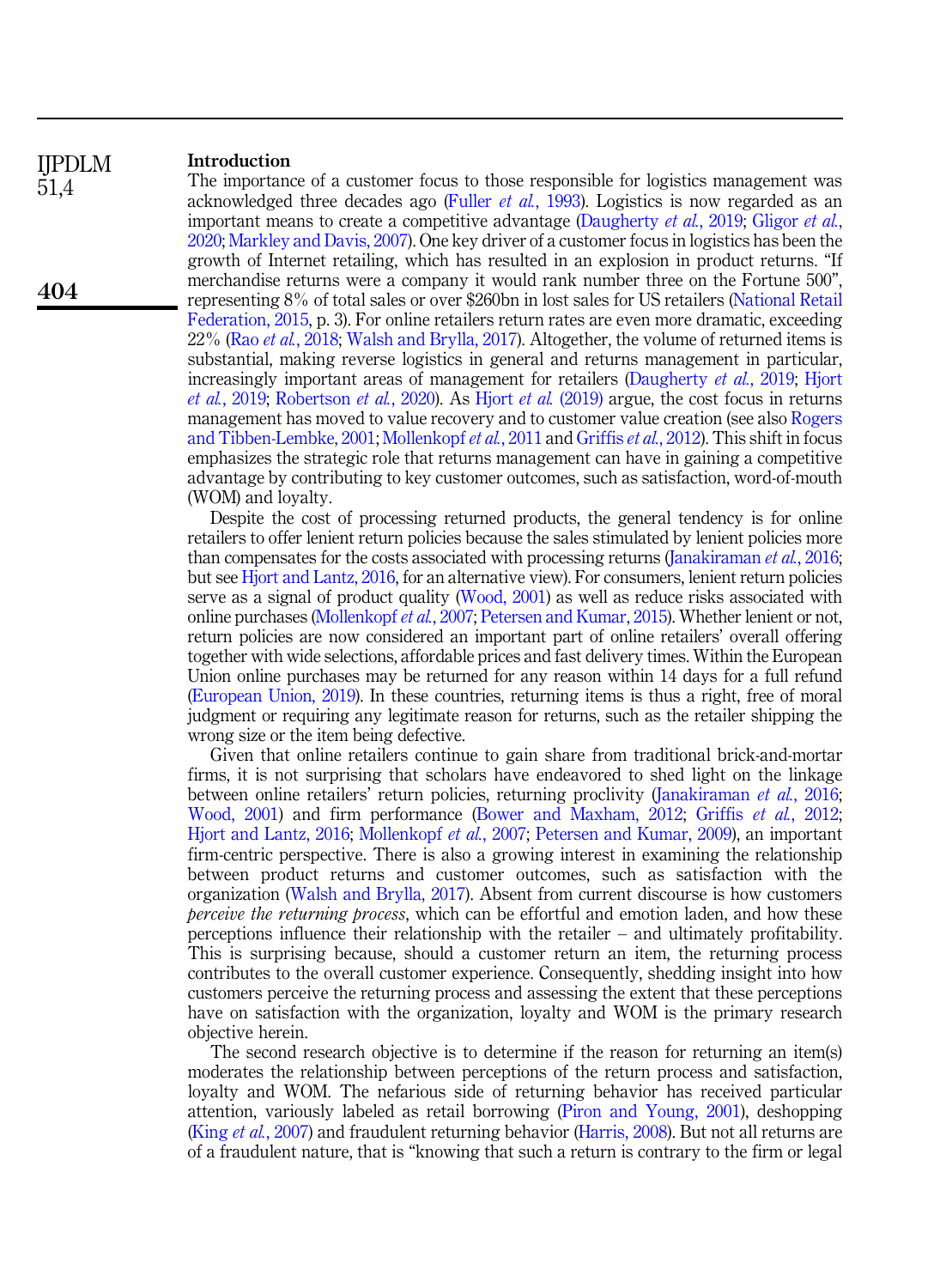## Introduction

The importance of a customer focus to those responsible for logistics management was acknowledged three decades ago (Fuller *et al.*, 1993). Logistics is now regarded as an important means to create a competitive advantage (Daugherty *et al.*, 2019; Gligor *et al.*, 2020; Markley and Davis, 2007). One key driver of a customer focus in logistics has been the growth of Internet retailing, which has resulted in an explosion in product returns. "If merchandise returns were a company it would rank number three on the Fortune 500", representing 8% of total sales or over \$260bn in lost sales for US retailers (National Retail Federation, 2015, p. 3). For online retailers return rates are even more dramatic, exceeding 22% (Rao *et al.*, 2018; Walsh and Brylla, 2017). Altogether, the volume of returned items is substantial, making reverse logistics in general and returns management in particular, increasingly important areas of management for retailers (Daugherty *et al.*, 2019; Hjort *et al.*, 2019; Robertson *et al.*, 2020). As Hjort *et al.* (2019) argue, the cost focus in returns management has moved to value recovery and to customer value creation (see also Rogers and Tibben-Lembke, 2001; Mollenkopf *et al.*, 2011 and Griffis *et al.*, 2012). This shift in focus emphasizes the strategic role that returns management can have in gaining a competitive advantage by contributing to key customer outcomes, such as satisfaction, word-of-mouth (WOM) and loyalty.

Despite the cost of processing returned products, the general tendency is for online retailers to offer lenient return policies because the sales stimulated by lenient policies more than compensates for the costs associated with processing returns (Janakiraman *et al.*, 2016; but see Hjort and Lantz, 2016, for an alternative view). For consumers, lenient return policies serve as a signal of product quality (Wood, 2001) as well as reduce risks associated with online purchases (Mollenkopf *et al.*, 2007; Petersen and Kumar, 2015). Whether lenient or not, return policies are now considered an important part of online retailers' overall offering together with wide selections, affordable prices and fast delivery times. Within the European Union online purchases may be returned for any reason within 14 days for a full refund (European Union, 2019). In these countries, returning items is thus a right, free of moral judgment or requiring any legitimate reason for returns, such as the retailer shipping the wrong size or the item being defective.

Given that online retailers continue to gain share from traditional brick-and-mortar firms, it is not surprising that scholars have endeavored to shed light on the linkage between online retailers' return policies, returning proclivity (Janakiraman *et al.*, 2016; Wood, 2001) and firm performance (Bower and Maxham, 2012; Griffis *et al.*, 2012; Hjort and Lantz, 2016; Mollenkopf *et al.*, 2007; Petersen and Kumar, 2009), an important firm-centric perspective. There is also a growing interest in examining the relationship between product returns and customer outcomes, such as satisfaction with the organization (Walsh and Brylla, 2017). Absent from current discourse is how customers *perceive the returning process*, which can be effortful and emotion laden, and how these perceptions influence their relationship with the retailer – and ultimately profitability. This is surprising because, should a customer return an item, the returning process contributes to the overall customer experience. Consequently, shedding insight into how customers perceive the returning process and assessing the extent that these perceptions have on satisfaction with the organization, loyalty and WOM is the primary research objective herein.

The second research objective is to determine if the reason for returning an item(s) moderates the relationship between perceptions of the return process and satisfaction, loyalty and WOM. The nefarious side of returning behavior has received particular attention, variously labeled as retail borrowing (Piron and Young, 2001), deshopping (King *et al.*, 2007) and fraudulent returning behavior (Harris, 2008). But not all returns are of a fraudulent nature, that is "knowing that such a return is contrary to the firm or legal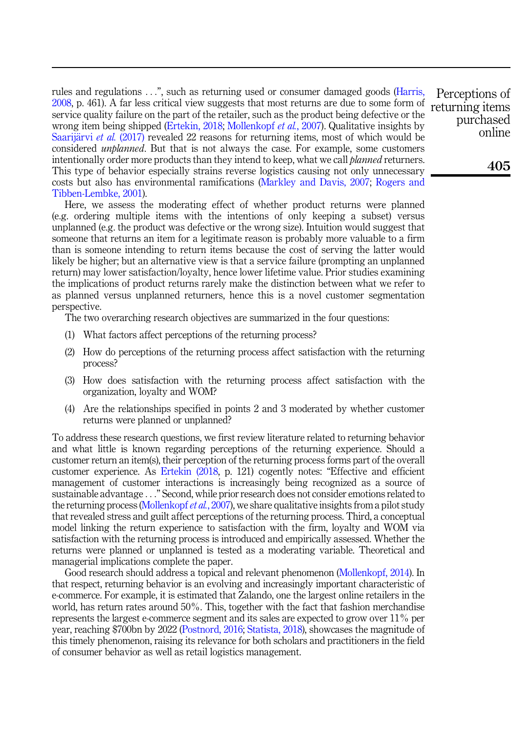rules and regulations . . .", such as returning used or consumer damaged goods (Harris, 2008, p. 461). A far less critical view suggests that most returns are due to some form of service quality failure on the part of the retailer, such as the product being defective or the wrong item being shipped (Ertekin, 2018; Mollenkopf *et al.*, 2007). Qualitative insights by Saarijärvi *et al.* (2017) revealed 22 reasons for returning items, most of which would be considered *unplanned*. But that is not always the case. For example, some customers intentionally order more products than they intend to keep, what we call *planned* returners. This type of behavior especially strains reverse logistics causing not only unnecessary costs but also has environmental ramifications (Markley and Davis, 2007; Rogers and Tibben-Lembke, 2001).

Here, we assess the moderating effect of whether product returns were planned (e.g. ordering multiple items with the intentions of only keeping a subset) versus unplanned (e.g. the product was defective or the wrong size). Intuition would suggest that someone that returns an item for a legitimate reason is probably more valuable to a firm than is someone intending to return items because the cost of serving the latter would likely be higher; but an alternative view is that a service failure (prompting an unplanned return) may lower satisfaction/loyalty, hence lower lifetime value. Prior studies examining the implications of product returns rarely make the distinction between what we refer to as planned versus unplanned returners, hence this is a novel customer segmentation perspective.

The two overarching research objectives are summarized in the four questions:

1. What factors affect perceptions of the returning process?
2. How do perceptions of the returning process affect satisfaction with the returning process?
3. How does satisfaction with the returning process affect satisfaction with the organization, loyalty and WOM?
4. Are the relationships specified in points 2 and 3 moderated by whether customer returns were planned or unplanned?

To address these research questions, we first review literature related to returning behavior and what little is known regarding perceptions of the returning experience. Should a customer return an item(s), their perception of the returning process forms part of the overall customer experience. As Ertekin (2018, p. 121) cogently notes: "Effective and efficient management of customer interactions is increasingly being recognized as a source of sustainable advantage . . ." Second, while prior research does not consider emotions related to the returning process (Mollenkopf *et al.*, 2007), we share qualitative insights from a pilot study that revealed stress and guilt affect perceptions of the returning process. Third, a conceptual model linking the return experience to satisfaction with the firm, loyalty and WOM via satisfaction with the returning process is introduced and empirically assessed. Whether the returns were planned or unplanned is tested as a moderating variable. Theoretical and managerial implications complete the paper.

Good research should address a topical and relevant phenomenon (Mollenkopf, 2014). In that respect, returning behavior is an evolving and increasingly important characteristic of e-commerce. For example, it is estimated that Zalando, one the largest online retailers in the world, has return rates around 50%. This, together with the fact that fashion merchandise represents the largest e-commerce segment and its sales are expected to grow over 11% per year, reaching $700bn by 2022 (Postnord, 2016; Statista, 2018), showcases the magnitude of this timely phenomenon, raising its relevance for both scholars and practitioners in the field of consumer behavior as well as retail logistics management.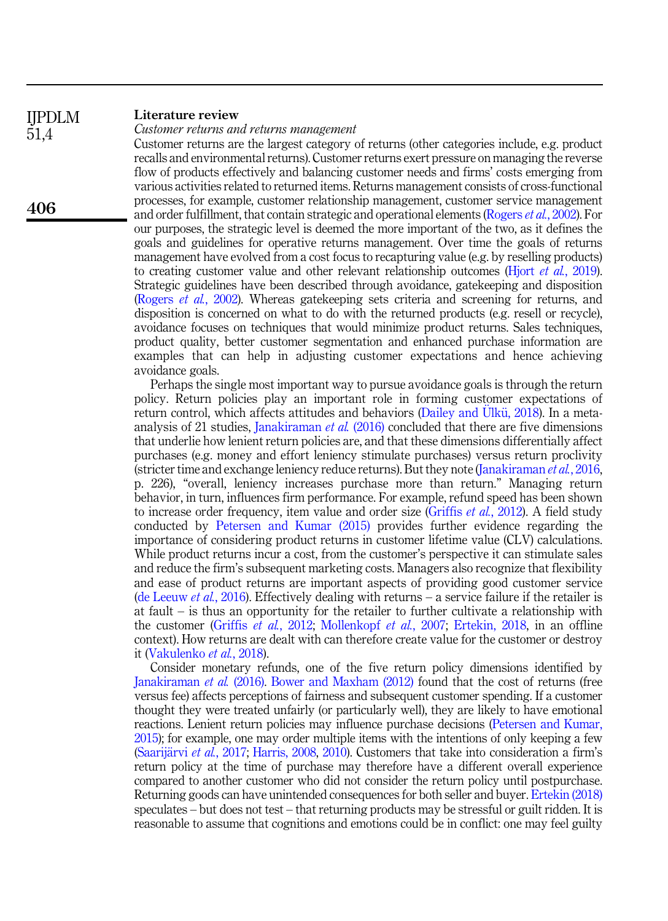## Literature review

### *Customer returns and returns management*

Customer returns are the largest category of returns (other categories include, e.g. product recalls and environmental returns). Customer returns exert pressure on managing the reverse flow of products effectively and balancing customer needs and firms' costs emerging from various activities related to returned items. Returns management consists of cross-functional processes, for example, customer relationship management, customer service management and order fulfillment, that contain strategic and operational elements (Rogers *et al.*, 2002). For our purposes, the strategic level is deemed the more important of the two, as it defines the goals and guidelines for operative returns management. Over time the goals of returns management have evolved from a cost focus to recapturing value (e.g. by reselling products) to creating customer value and other relevant relationship outcomes (Hjort *et al.*, 2019). Strategic guidelines have been described through avoidance, gatekeeping and disposition (Rogers *et al.*, 2002). Whereas gatekeeping sets criteria and screening for returns, and disposition is concerned on what to do with the returned products (e.g. resell or recycle), avoidance focuses on techniques that would minimize product returns. Sales techniques, product quality, better customer segmentation and enhanced purchase information are examples that can help in adjusting customer expectations and hence achieving avoidance goals.

Perhaps the single most important way to pursue avoidance goals is through the return policy. Return policies play an important role in forming customer expectations of return control, which affects attitudes and behaviors (Dailey and Ülkü, 2018). In a meta-analysis of 21 studies, Janakiraman *et al.* (2016) concluded that there are five dimensions that underlie how lenient return policies are, and that these dimensions differentially affect purchases (e.g. money and effort leniency stimulate purchases) versus return proclivity (stricter time and exchange leniency reduce returns). But they note (Janakiraman *et al.*, 2016, p. 226), "overall, leniency increases purchase more than return." Managing return behavior, in turn, influences firm performance. For example, refund speed has been shown to increase order frequency, item value and order size (Griffis *et al.*, 2012). A field study conducted by Petersen and Kumar (2015) provides further evidence regarding the importance of considering product returns in customer lifetime value (CLV) calculations. While product returns incur a cost, from the customer's perspective it can stimulate sales and reduce the firm's subsequent marketing costs. Managers also recognize that flexibility and ease of product returns are important aspects of providing good customer service (de Leeuw *et al.*, 2016). Effectively dealing with returns – a service failure if the retailer is at fault – is thus an opportunity for the retailer to further cultivate a relationship with the customer (Griffis *et al.*, 2012; Mollenkopf *et al.*, 2007; Ertekin, 2018, in an offline context). How returns are dealt with can therefore create value for the customer or destroy it (Vakulenko *et al.*, 2018).

Consider monetary refunds, one of the five return policy dimensions identified by Janakiraman *et al.* (2016). Bower and Maxham (2012) found that the cost of returns (free versus fee) affects perceptions of fairness and subsequent customer spending. If a customer thought they were treated unfairly (or particularly well), they are likely to have emotional reactions. Lenient return policies may influence purchase decisions (Petersen and Kumar, 2015); for example, one may order multiple items with the intentions of only keeping a few (Saarijärvi *et al.*, 2017; Harris, 2008, 2010). Customers that take into consideration a firm's return policy at the time of purchase may therefore have a different overall experience compared to another customer who did not consider the return policy until postpurchase. Returning goods can have unintended consequences for both seller and buyer. Ertekin (2018) speculates – but does not test – that returning products may be stressful or guilt ridden. It is reasonable to assume that cognitions and emotions could be in conflict: one may feel guilty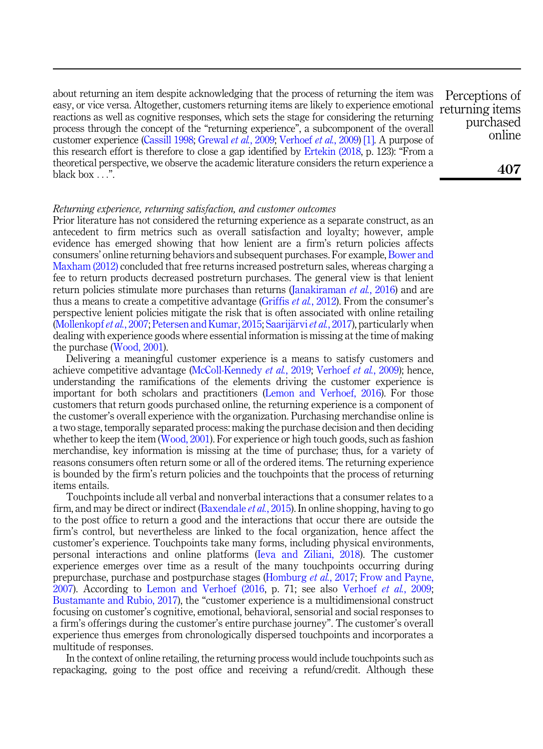about returning an item despite acknowledging that the process of returning the item was easy, or vice versa. Altogether, customers returning items are likely to experience emotional reactions as well as cognitive responses, which sets the stage for considering the returning process through the concept of the "returning experience", a subcomponent of the overall customer experience (Cassill 1998; Grewal *et al.*, 2009; Verhoef *et al.*, 2009) [1]. A purpose of this research effort is therefore to close a gap identified by Ertekin (2018, p. 123): "From a theoretical perspective, we observe the academic literature considers the return experience a black box . . .".

*Returning experience, returning satisfaction, and customer outcomes*

Prior literature has not considered the returning experience as a separate construct, as an antecedent to firm metrics such as overall satisfaction and loyalty; however, ample evidence has emerged showing that how lenient are a firm's return policies affects consumers' online returning behaviors and subsequent purchases. For example, Bower and Maxham (2012) concluded that free returns increased postreturn sales, whereas charging a fee to return products decreased postreturn purchases. The general view is that lenient return policies stimulate more purchases than returns (Janakiraman *et al.*, 2016) and are thus a means to create a competitive advantage (Griffis *et al.*, 2012). From the consumer's perspective lenient policies mitigate the risk that is often associated with online retailing (Mollenkopf *et al.*, 2007; Petersen and Kumar, 2015; Saarijärvi *et al.*, 2017), particularly when dealing with experience goods where essential information is missing at the time of making the purchase (Wood, 2001).

Delivering a meaningful customer experience is a means to satisfy customers and achieve competitive advantage (McColl-Kennedy *et al.*, 2019; Verhoef *et al.*, 2009); hence, understanding the ramifications of the elements driving the customer experience is important for both scholars and practitioners (Lemon and Verhoef, 2016). For those customers that return goods purchased online, the returning experience is a component of the customer's overall experience with the organization. Purchasing merchandise online is a two stage, temporally separated process: making the purchase decision and then deciding whether to keep the item (Wood, 2001). For experience or high touch goods, such as fashion merchandise, key information is missing at the time of purchase; thus, for a variety of reasons consumers often return some or all of the ordered items. The returning experience is bounded by the firm's return policies and the touchpoints that the process of returning items entails.

Touchpoints include all verbal and nonverbal interactions that a consumer relates to a firm, and may be direct or indirect (Baxendale *et al.*, 2015). In online shopping, having to go to the post office to return a good and the interactions that occur there are outside the firm's control, but nevertheless are linked to the focal organization, hence affect the customer's experience. Touchpoints take many forms, including physical environments, personal interactions and online platforms (Ieva and Ziliani, 2018). The customer experience emerges over time as a result of the many touchpoints occurring during prepurchase, purchase and postpurchase stages (Homburg *et al.*, 2017; Frow and Payne, 2007). According to Lemon and Verhoef (2016, p. 71; see also Verhoef *et al.*, 2009; Bustamante and Rubio, 2017), the "customer experience is a multidimensional construct focusing on customer's cognitive, emotional, behavioral, sensorial and social responses to a firm's offerings during the customer's entire purchase journey". The customer's overall experience thus emerges from chronologically dispersed touchpoints and incorporates a multitude of responses.

In the context of online retailing, the returning process would include touchpoints such as repackaging, going to the post office and receiving a refund/credit. Although these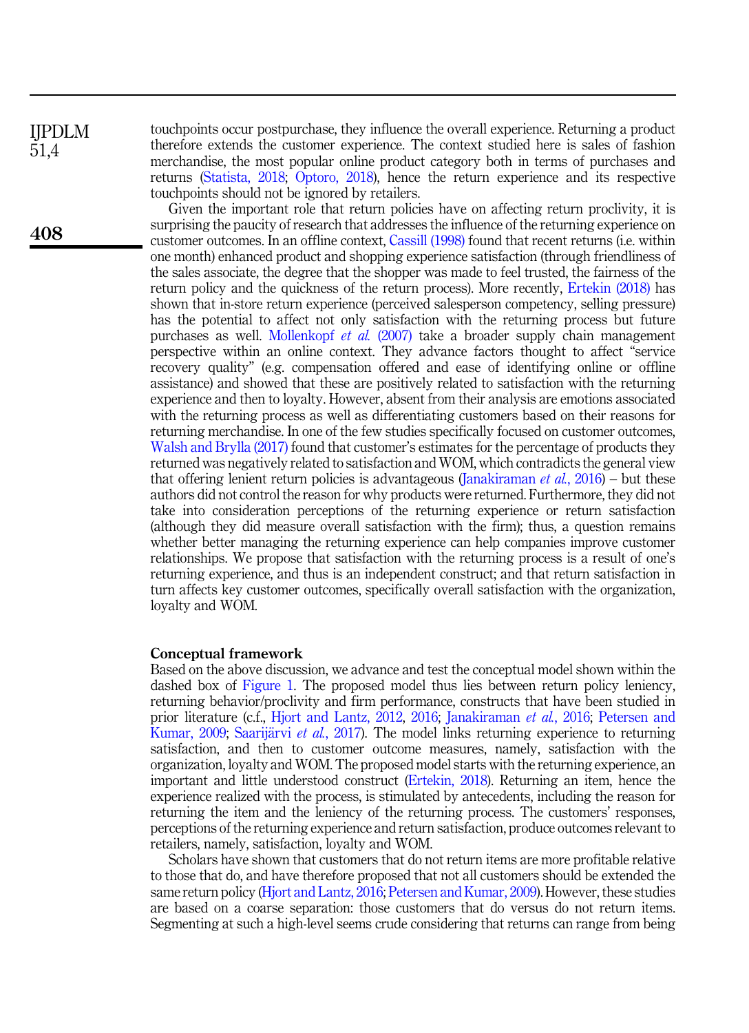touchpoints occur postpurchase, they influence the overall experience. Returning a product therefore extends the customer experience. The context studied here is sales of fashion merchandise, the most popular online product category both in terms of purchases and returns (Statista, 2018; Optoro, 2018), hence the return experience and its respective touchpoints should not be ignored by retailers.

Given the important role that return policies have on affecting return proclivity, it is surprising the paucity of research that addresses the influence of the returning experience on customer outcomes. In an offline context, Cassill (1998) found that recent returns (i.e. within one month) enhanced product and shopping experience satisfaction (through friendliness of the sales associate, the degree that the shopper was made to feel trusted, the fairness of the return policy and the quickness of the return process). More recently, Ertekin (2018) has shown that in-store return experience (perceived salesperson competency, selling pressure) has the potential to affect not only satisfaction with the returning process but future purchases as well. Mollenkopf *et al.* (2007) take a broader supply chain management perspective within an online context. They advance factors thought to affect "service recovery quality" (e.g. compensation offered and ease of identifying online or offline assistance) and showed that these are positively related to satisfaction with the returning experience and then to loyalty. However, absent from their analysis are emotions associated with the returning process as well as differentiating customers based on their reasons for returning merchandise. In one of the few studies specifically focused on customer outcomes, Walsh and Brylla (2017) found that customer's estimates for the percentage of products they returned was negatively related to satisfaction and WOM, which contradicts the general view that offering lenient return policies is advantageous (Janakiraman *et al.*, 2016) – but these authors did not control the reason for why products were returned. Furthermore, they did not take into consideration perceptions of the returning experience or return satisfaction (although they did measure overall satisfaction with the firm); thus, a question remains whether better managing the returning experience can help companies improve customer relationships. We propose that satisfaction with the returning process is a result of one's returning experience, and thus is an independent construct; and that return satisfaction in turn affects key customer outcomes, specifically overall satisfaction with the organization, loyalty and WOM.

## Conceptual framework

Based on the above discussion, we advance and test the conceptual model shown within the dashed box of Figure 1. The proposed model thus lies between return policy leniency, returning behavior/proclivity and firm performance, constructs that have been studied in prior literature (c.f., Hjort and Lantz, 2012, 2016; Janakiraman *et al.*, 2016; Petersen and Kumar, 2009; Saarijärvi *et al.*, 2017). The model links returning experience to returning satisfaction, and then to customer outcome measures, namely, satisfaction with the organization, loyalty and WOM. The proposed model starts with the returning experience, an important and little understood construct (Ertekin, 2018). Returning an item, hence the experience realized with the process, is stimulated by antecedents, including the reason for returning the item and the leniency of the returning process. The customers' responses, perceptions of the returning experience and return satisfaction, produce outcomes relevant to retailers, namely, satisfaction, loyalty and WOM.

Scholars have shown that customers that do not return items are more profitable relative to those that do, and have therefore proposed that not all customers should be extended the same return policy (Hjort and Lantz, 2016; Petersen and Kumar, 2009). However, these studies are based on a coarse separation: those customers that do versus do not return items. Segmenting at such a high-level seems crude considering that returns can range from being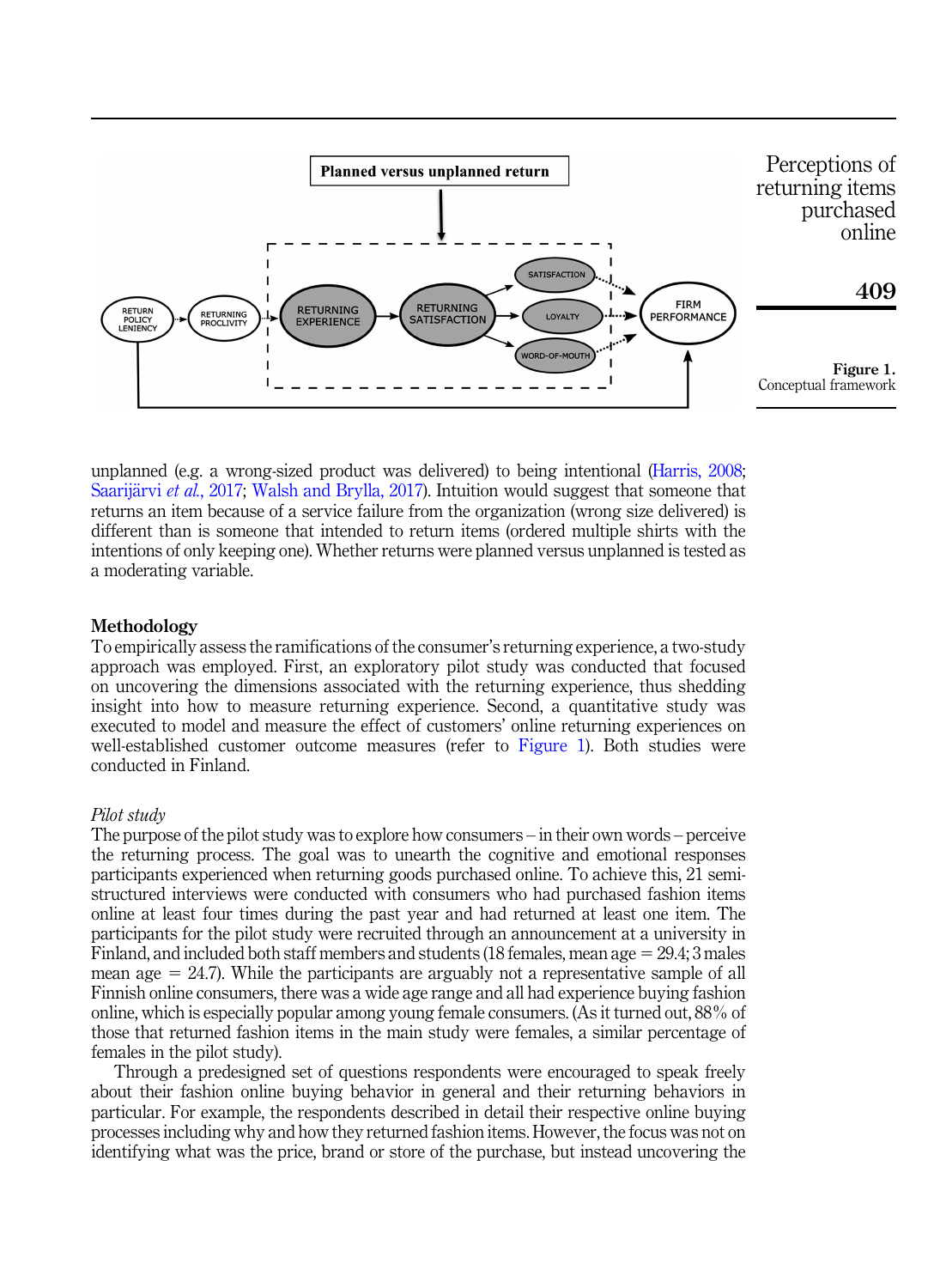Figure 1. Conceptual framework

unplanned (e.g. a wrong-sized product was delivered) to being intentional (Harris, 2008; Saarijärvi *et al.*, 2017; Walsh and Brylla, 2017). Intuition would suggest that someone that returns an item because of a service failure from the organization (wrong size delivered) is different than is someone that intended to return items (ordered multiple shirts with the intentions of only keeping one). Whether returns were planned versus unplanned is tested as a moderating variable.

## Methodology

To empirically assess the ramifications of the consumer's returning experience, a two-study approach was employed. First, an exploratory pilot study was conducted that focused on uncovering the dimensions associated with the returning experience, thus shedding insight into how to measure returning experience. Second, a quantitative study was executed to model and measure the effect of customers' online returning experiences on well-established customer outcome measures (refer to Figure 1). Both studies were conducted in Finland.

### *Pilot study*

The purpose of the pilot study was to explore how consumers – in their own words – perceive the returning process. The goal was to unearth the cognitive and emotional responses participants experienced when returning goods purchased online. To achieve this, 21 semi-structured interviews were conducted with consumers who had purchased fashion items online at least four times during the past year and had returned at least one item. The participants for the pilot study were recruited through an announcement at a university in Finland, and included both staff members and students (18 females, mean age = 29.4; 3 males mean age = 24.7). While the participants are arguably not a representative sample of all Finnish online consumers, there was a wide age range and all had experience buying fashion online, which is especially popular among young female consumers. (As it turned out, 88% of those that returned fashion items in the main study were females, a similar percentage of females in the pilot study).

Through a predesigned set of questions respondents were encouraged to speak freely about their fashion online buying behavior in general and their returning behaviors in particular. For example, the respondents described in detail their respective online buying processes including why and how they returned fashion items. However, the focus was not on identifying what was the price, brand or store of the purchase, but instead uncovering the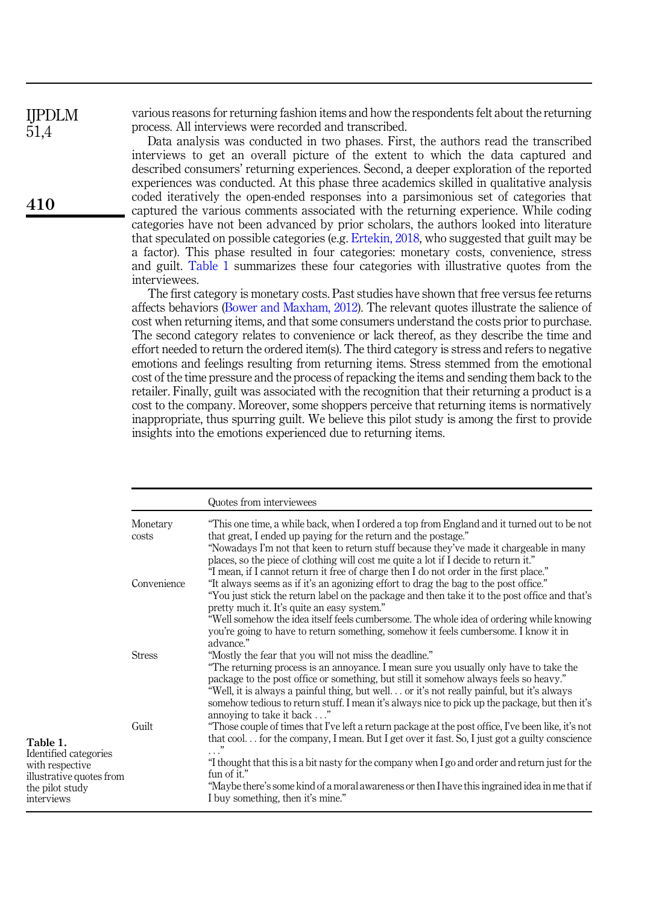various reasons for returning fashion items and how the respondents felt about the returning process. All interviews were recorded and transcribed.

Data analysis was conducted in two phases. First, the authors read the transcribed interviews to get an overall picture of the extent to which the data captured and described consumers' returning experiences. Second, a deeper exploration of the reported experiences was conducted. At this phase three academics skilled in qualitative analysis coded iteratively the open-ended responses into a parsimonious set of categories that captured the various comments associated with the returning experience. While coding categories have not been advanced by prior scholars, the authors looked into literature that speculated on possible categories (e.g. Ertekin, 2018, who suggested that guilt may be a factor). This phase resulted in four categories: monetary costs, convenience, stress and guilt. Table 1 summarizes these four categories with illustrative quotes from the interviewees.

The first category is monetary costs. Past studies have shown that free versus fee returns affects behaviors (Bower and Maxham, 2012). The relevant quotes illustrate the salience of cost when returning items, and that some consumers understand the costs prior to purchase. The second category relates to convenience or lack thereof, as they describe the time and effort needed to return the ordered item(s). The third category is stress and refers to negative emotions and feelings resulting from returning items. Stress stemmed from the emotional cost of the time pressure and the process of repacking the items and sending them back to the retailer. Finally, guilt was associated with the recognition that their returning a product is a cost to the company. Moreover, some shoppers perceive that returning items is normatively inappropriate, thus spurring guilt. We believe this pilot study is among the first to provide insights into the emotions experienced due to returning items.

**Table 1.** Identified categories with respective illustrative quotes from the pilot study interviews

| | Quotes from interviewees |
|---|---|
| Monetary costs | "This one time, a while back, when I ordered a top from England and it turned out to be not that great, I ended up paying for the return and the postage." |
| | "Nowadays I'm not that keen to return stuff because they've made it chargeable in many places, so the piece of clothing will cost me quite a lot if I decide to return it." |
| | "I mean, if I cannot return it free of charge then I do not order in the first place." |
| Convenience | "It always seems as if it's an agonizing effort to drag the bag to the post office." |
| | "You just stick the return label on the package and then take it to the post office and that's pretty much it. It's quite an easy system." |
| | "Well somehow the idea itself feels cumbersome. The whole idea of ordering while knowing you're going to have to return something, somehow it feels cumbersome. I know it in advance." |
| Stress | "Mostly the fear that you will not miss the deadline." |
| | "The returning process is an annoyance. I mean sure you usually only have to take the package to the post office or something, but still it somehow always feels so heavy." |
| | "Well, it is always a painful thing, but well. . . or it's not really painful, but it's always somehow tedious to return stuff. I mean it's always nice to pick up the package, but then it's annoying to take it back . . ." |
| Guilt | "Those couple of times that I've left a return package at the post office, I've been like, it's not that cool. . . for the company, I mean. But I get over it fast. So, I just got a guilty conscience . . ." |
| | "I thought that this is a bit nasty for the company when I go and order and return just for the fun of it." |
| | "Maybe there's some kind of a moral awareness or then I have this ingrained idea in me that if I buy something, then it's mine." |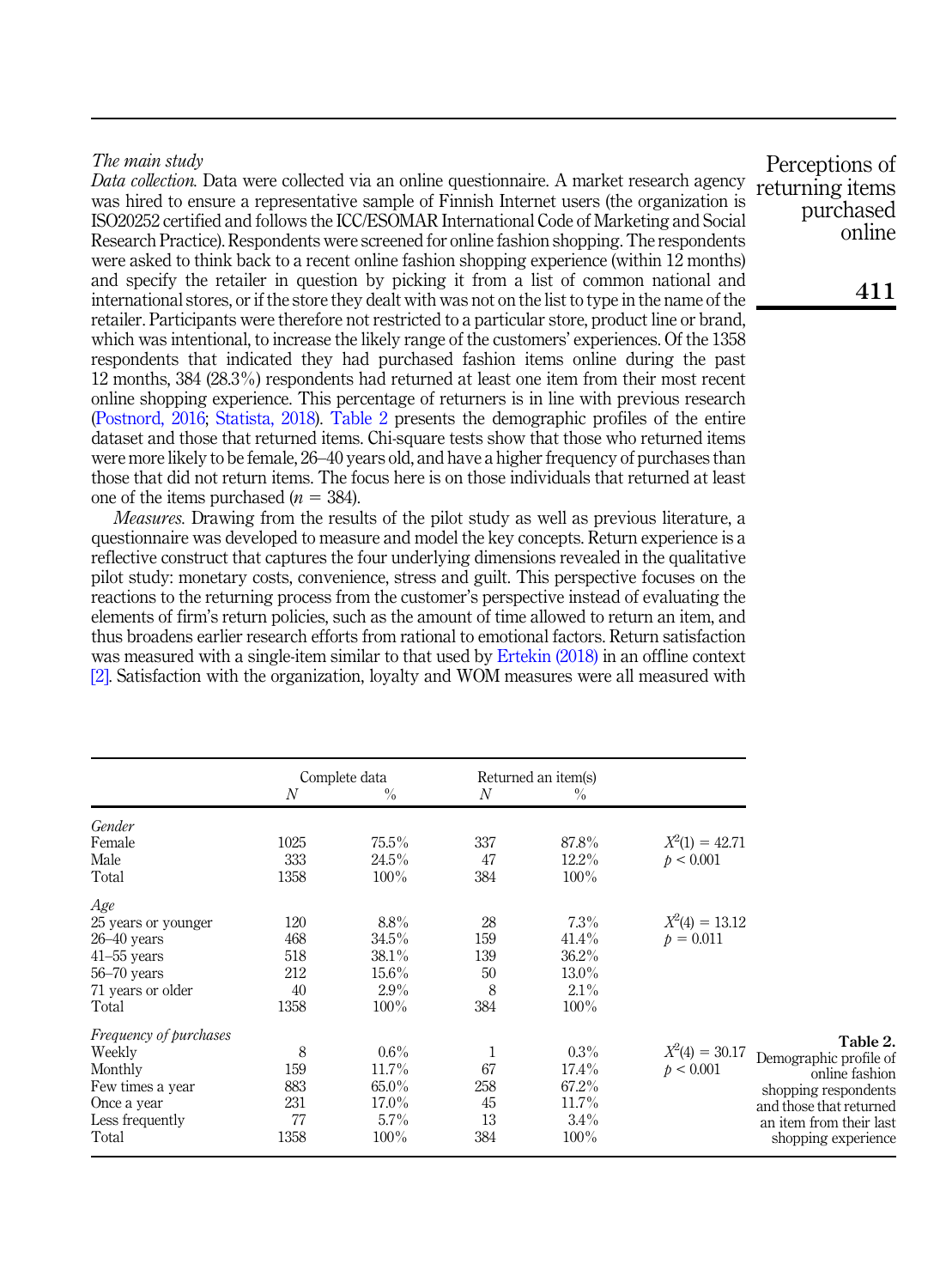*The main study*

*Data collection.* Data were collected via an online questionnaire. A market research agency was hired to ensure a representative sample of Finnish Internet users (the organization is ISO20252 certified and follows the ICC/ESOMAR International Code of Marketing and Social Research Practice). Respondents were screened for online fashion shopping. The respondents were asked to think back to a recent online fashion shopping experience (within 12 months) and specify the retailer in question by picking it from a list of common national and international stores, or if the store they dealt with was not on the list to type in the name of the retailer. Participants were therefore not restricted to a particular store, product line or brand, which was intentional, to increase the likely range of the customers' experiences. Of the 1358 respondents that indicated they had purchased fashion items online during the past 12 months, 384 (28.3%) respondents had returned at least one item from their most recent online shopping experience. This percentage of returners is in line with previous research (Postnord, 2016; Statista, 2018). Table 2 presents the demographic profiles of the entire dataset and those that returned items. Chi-square tests show that those who returned items were more likely to be female, 26–40 years old, and have a higher frequency of purchases than those that did not return items. The focus here is on those individuals that returned at least one of the items purchased ($n = 384$).

*Measures.* Drawing from the results of the pilot study as well as previous literature, a questionnaire was developed to measure and model the key concepts. Return experience is a reflective construct that captures the four underlying dimensions revealed in the qualitative pilot study: monetary costs, convenience, stress and guilt. This perspective focuses on the reactions to the returning process from the customer's perspective instead of evaluating the elements of firm's return policies, such as the amount of time allowed to return an item, and thus broadens earlier research efforts from rational to emotional factors. Return satisfaction was measured with a single-item similar to that used by Ertekin (2018) in an offline context [2]. Satisfaction with the organization, loyalty and WOM measures were all measured with

**Table 2.** Demographic profile of online fashion shopping respondents and those that returned an item from their last shopping experience

| | Complete data | | Returned an item(s) | | |
|---|---|---|---|---|---|
| | *N* | % | *N* | % | |
| *Gender* | | | | | |
| Female | 1025 | 75.5% | 337 | 87.8% | $X^2(1) = 42.71$ |
| Male | 333 | 24.5% | 47 | 12.2% | $p < 0.001$ |
| Total | 1358 | 100% | 384 | 100% | |
| *Age* | | | | | |
| 25 years or younger | 120 | 8.8% | 28 | 7.3% | $X^2(4) = 13.12$ |
| 26–40 years | 468 | 34.5% | 159 | 41.4% | $p = 0.011$ |
| 41–55 years | 518 | 38.1% | 139 | 36.2% | |
| 56–70 years | 212 | 15.6% | 50 | 13.0% | |
| 71 years or older | 40 | 2.9% | 8 | 2.1% | |
| Total | 1358 | 100% | 384 | 100% | |
| *Frequency of purchases* | | | | | |
| Weekly | 8 | 0.6% | 1 | 0.3% | $X^2(4) = 30.17$ |
| Monthly | 159 | 11.7% | 67 | 17.4% | $p < 0.001$ |
| Few times a year | 883 | 65.0% | 258 | 67.2% | |
| Once a year | 231 | 17.0% | 45 | 11.7% | |
| Less frequently | 77 | 5.7% | 13 | 3.4% | |
| Total | 1358 | 100% | 384 | 100% | |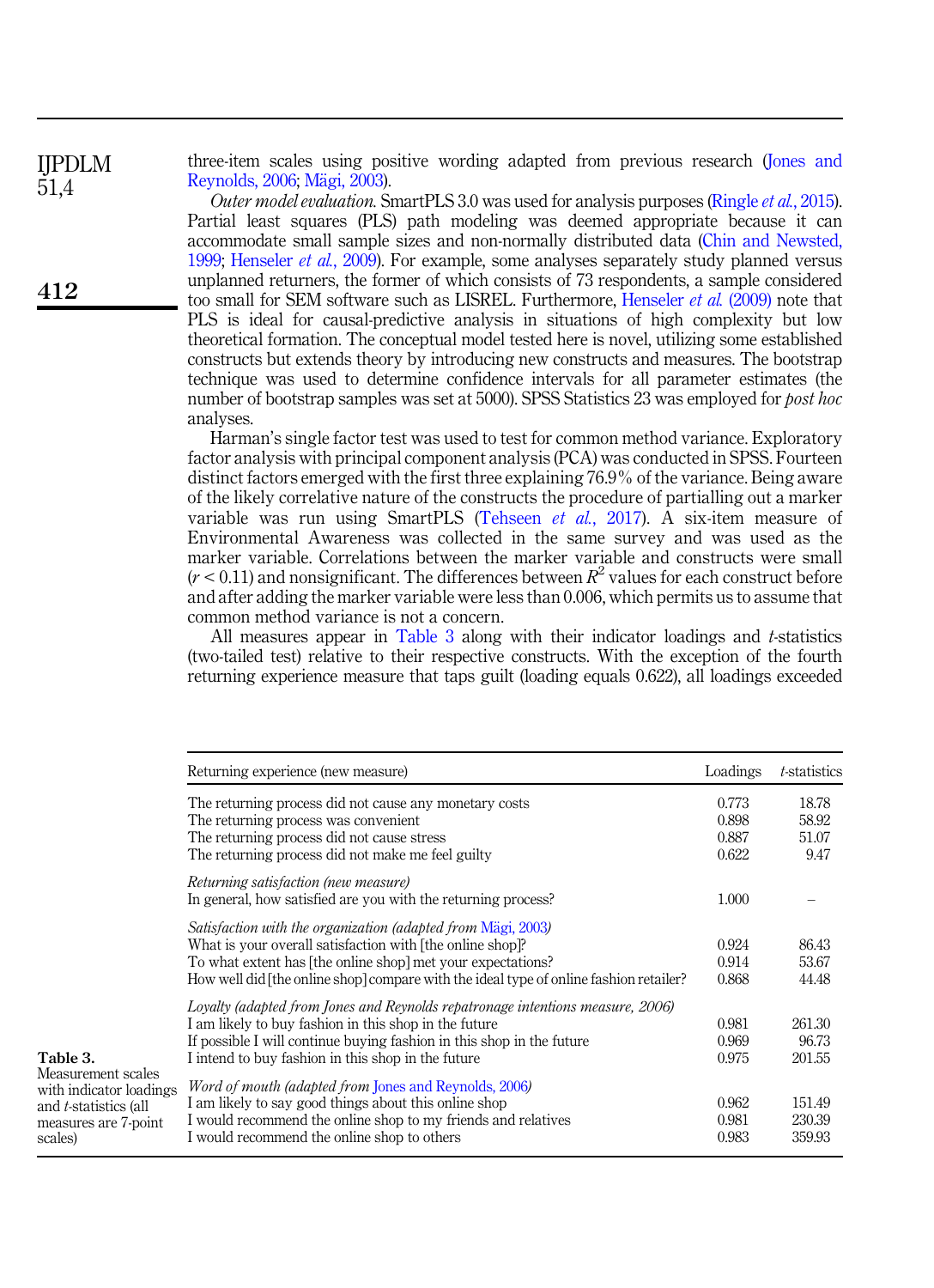three-item scales using positive wording adapted from previous research (Jones and Reynolds, 2006; Mägi, 2003).

*Outer model evaluation.* SmartPLS 3.0 was used for analysis purposes (Ringle *et al.*, 2015). Partial least squares (PLS) path modeling was deemed appropriate because it can accommodate small sample sizes and non-normally distributed data (Chin and Newsted, 1999; Henseler *et al.*, 2009). For example, some analyses separately study planned versus unplanned returners, the former of which consists of 73 respondents, a sample considered too small for SEM software such as LISREL. Furthermore, Henseler *et al.* (2009) note that PLS is ideal for causal-predictive analysis in situations of high complexity but low theoretical formation. The conceptual model tested here is novel, utilizing some established constructs but extends theory by introducing new constructs and measures. The bootstrap technique was used to determine confidence intervals for all parameter estimates (the number of bootstrap samples was set at 5000). SPSS Statistics 23 was employed for *post hoc* analyses.

Harman's single factor test was used to test for common method variance. Exploratory factor analysis with principal component analysis (PCA) was conducted in SPSS. Fourteen distinct factors emerged with the first three explaining 76.9% of the variance. Being aware of the likely correlative nature of the constructs the procedure of partialling out a marker variable was run using SmartPLS (Tehseen *et al.*, 2017). A six-item measure of Environmental Awareness was collected in the same survey and was used as the marker variable. Correlations between the marker variable and constructs were small ($r < 0.11$) and nonsignificant. The differences between $R^2$ values for each construct before and after adding the marker variable were less than 0.006, which permits us to assume that common method variance is not a concern.

All measures appear in Table 3 along with their indicator loadings and *t*-statistics (two-tailed test) relative to their respective constructs. With the exception of the fourth returning experience measure that taps guilt (loading equals 0.622), all loadings exceeded

**Table 3.** Measurement scales with indicator loadings and *t*-statistics (all measures are 7-point scales)

| Returning experience (new measure) | Loadings | *t*-statistics |
|---|---|---|
| The returning process did not cause any monetary costs | 0.773 | 18.78 |
| The returning process was convenient | 0.898 | 58.92 |
| The returning process did not cause stress | 0.887 | 51.07 |
| The returning process did not make me feel guilty | 0.622 | 9.47 |
| *Returning satisfaction (new measure)* | | |
| In general, how satisfied are you with the returning process? | 1.000 | – |
| *Satisfaction with the organization (adapted from Mägi, 2003)* | | |
| What is your overall satisfaction with [the online shop]? | 0.924 | 86.43 |
| To what extent has [the online shop] met your expectations? | 0.914 | 53.67 |
| How well did [the online shop] compare with the ideal type of online fashion retailer? | 0.868 | 44.48 |
| *Loyalty (adapted from Jones and Reynolds repatronage intentions measure, 2006)* | | |
| I am likely to buy fashion in this shop in the future | 0.981 | 261.30 |
| If possible I will continue buying fashion in this shop in the future | 0.969 | 96.73 |
| I intend to buy fashion in this shop in the future | 0.975 | 201.55 |
| *Word of mouth (adapted from Jones and Reynolds, 2006)* | | |
| I am likely to say good things about this online shop | 0.962 | 151.49 |
| I would recommend the online shop to my friends and relatives | 0.981 | 230.39 |
| I would recommend the online shop to others | 0.983 | 359.93 |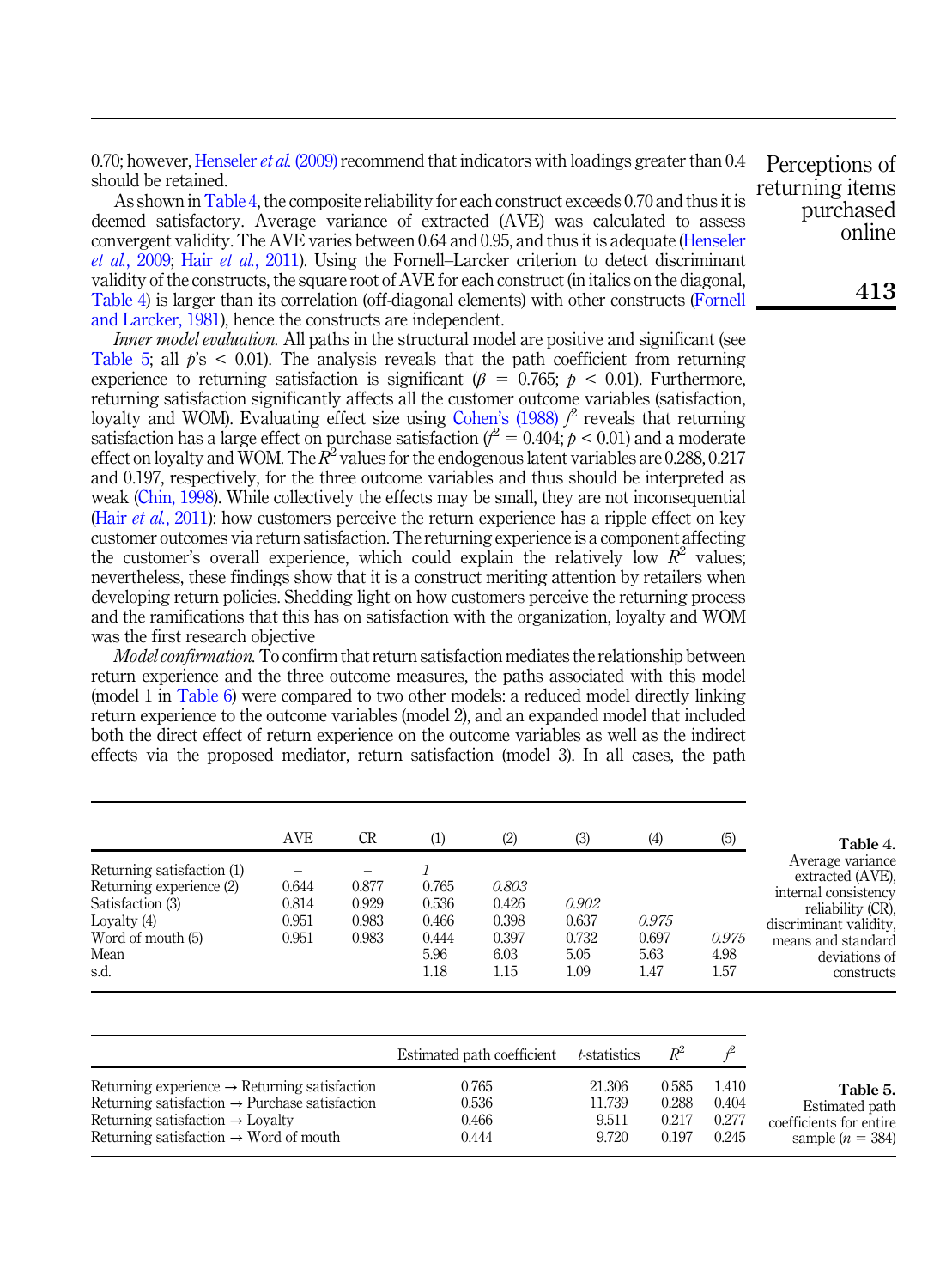0.70; however, Henseler *et al.* (2009) recommend that indicators with loadings greater than 0.4 should be retained.

As shown in Table 4, the composite reliability for each construct exceeds 0.70 and thus it is deemed satisfactory. Average variance of extracted (AVE) was calculated to assess convergent validity. The AVE varies between 0.64 and 0.95, and thus it is adequate (Henseler *et al.*, 2009; Hair *et al.*, 2011). Using the Fornell–Larcker criterion to detect discriminant validity of the constructs, the square root of AVE for each construct (in italics on the diagonal, Table 4) is larger than its correlation (off-diagonal elements) with other constructs (Fornell and Larcker, 1981), hence the constructs are independent.

*Inner model evaluation.* All paths in the structural model are positive and significant (see Table 5; all $p$'s $< 0.01$). The analysis reveals that the path coefficient from returning experience to returning satisfaction is significant ($\beta = 0.765$; $p < 0.01$). Furthermore, returning satisfaction significantly affects all the customer outcome variables (satisfaction, loyalty and WOM). Evaluating effect size using Cohen's (1988) $f^2$ reveals that returning satisfaction has a large effect on purchase satisfaction ($f^2 = 0.404$; $p < 0.01$) and a moderate effect on loyalty and WOM. The $R^2$ values for the endogenous latent variables are 0.288, 0.217 and 0.197, respectively, for the three outcome variables and thus should be interpreted as weak (Chin, 1998). While collectively the effects may be small, they are not inconsequential (Hair *et al.*, 2011): how customers perceive the return experience has a ripple effect on key customer outcomes via return satisfaction. The returning experience is a component affecting the customer's overall experience, which could explain the relatively low $R^2$ values; nevertheless, these findings show that it is a construct meriting attention by retailers when developing return policies. Shedding light on how customers perceive the returning process and the ramifications that this has on satisfaction with the organization, loyalty and WOM was the first research objective

*Model confirmation.* To confirm that return satisfaction mediates the relationship between return experience and the three outcome measures, the paths associated with this model (model 1 in Table 6) were compared to two other models: a reduced model directly linking return experience to the outcome variables (model 2), and an expanded model that included both the direct effect of return experience on the outcome variables as well as the indirect effects via the proposed mediator, return satisfaction (model 3). In all cases, the path

**Table 4.** Average variance extracted (AVE), internal consistency reliability (CR), discriminant validity, means and standard deviations of constructs

| | AVE | CR | (1) | (2) | (3) | (4) | (5) |
|---|---|---|---|---|---|---|---|
| Returning satisfaction (1) | – | – | *1* | | | | |
| Returning experience (2) | 0.644 | 0.877 | 0.765 | *0.803* | | | |
| Satisfaction (3) | 0.814 | 0.929 | 0.536 | 0.426 | *0.902* | | |
| Loyalty (4) | 0.951 | 0.983 | 0.466 | 0.398 | 0.637 | *0.975* | |
| Word of mouth (5) | 0.951 | 0.983 | 0.444 | 0.397 | 0.732 | 0.697 | *0.975* |
| Mean | | | 5.96 | 6.03 | 5.05 | 5.63 | 4.98 |
| s.d. | | | 1.18 | 1.15 | 1.09 | 1.47 | 1.57 |

**Table 5.** Estimated path coefficients for entire sample ($n = 384$)

| | Estimated path coefficient | $t$-statistics | $R^2$ | $f^2$ |
|---|---|---|---|---|
| Returning experience → Returning satisfaction | 0.765 | 21.306 | 0.585 | 1.410 |
| Returning satisfaction → Purchase satisfaction | 0.536 | 11.739 | 0.288 | 0.404 |
| Returning satisfaction → Loyalty | 0.466 | 9.511 | 0.217 | 0.277 |
| Returning satisfaction → Word of mouth | 0.444 | 9.720 | 0.197 | 0.245 |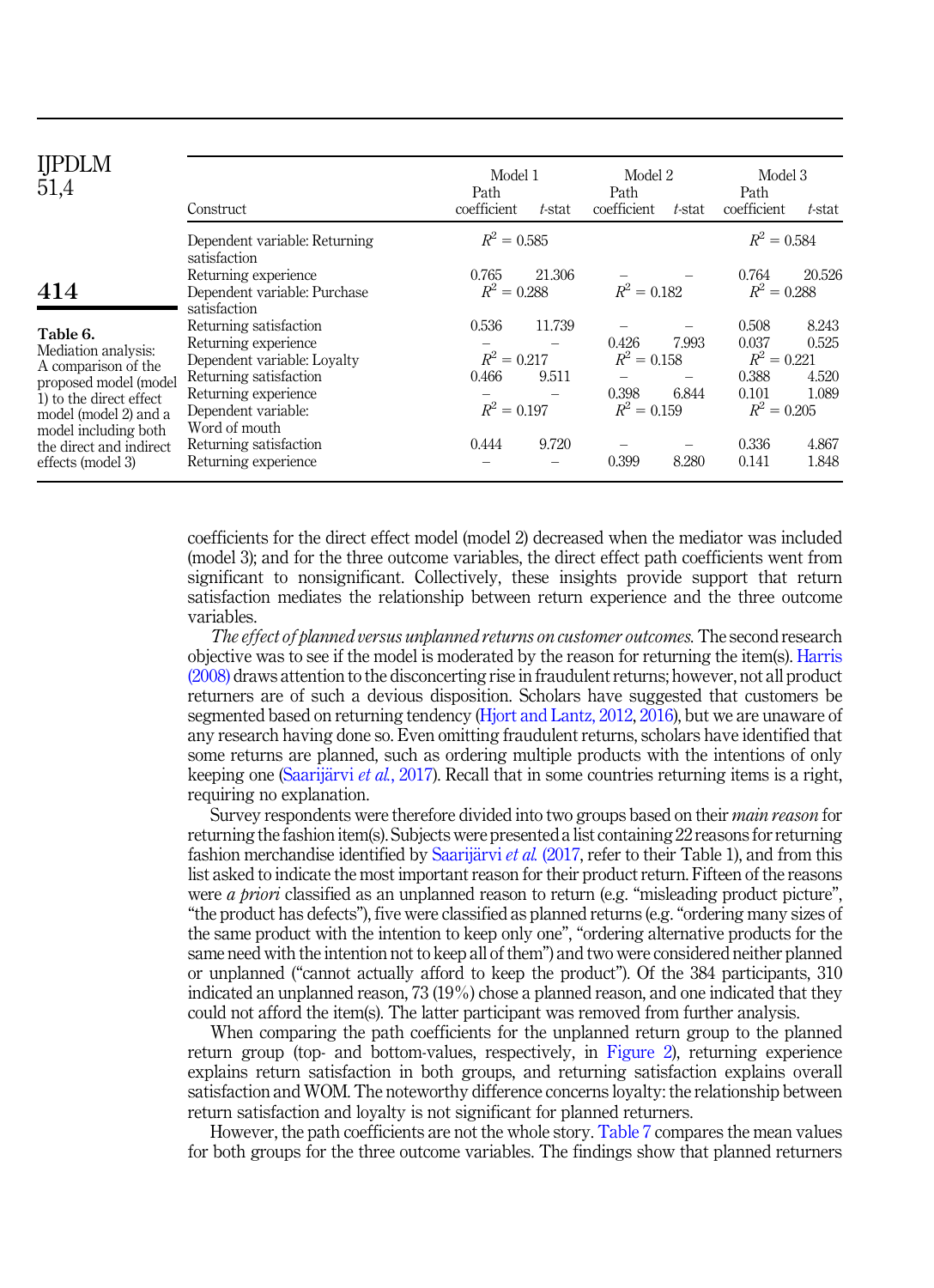**Table 6.** Mediation analysis: A comparison of the proposed model (model 1) to the direct effect model (model 2) and a model including both the direct and indirect effects (model 3)

| Construct | Model 1 Path coefficient | Model 1 *t*-stat | Model 2 Path coefficient | Model 2 *t*-stat | Model 3 Path coefficient | Model 3 *t*-stat |
|---|---|---|---|---|---|---|
| Dependent variable: Returning satisfaction | $R^2 = 0.585$ | | | | $R^2 = 0.584$ | |
| Returning experience | 0.765 | 21.306 | – | – | 0.764 | 20.526 |
| Dependent variable: Purchase satisfaction | $R^2 = 0.288$ | | $R^2 = 0.182$ | | $R^2 = 0.288$ | |
| Returning satisfaction | 0.536 | 11.739 | – | – | 0.508 | 8.243 |
| Returning experience | – | – | 0.426 | 7.993 | 0.037 | 0.525 |
| Dependent variable: Loyalty | $R^2 = 0.217$ | | $R^2 = 0.158$ | | $R^2 = 0.221$ | |
| Returning satisfaction | 0.466 | 9.511 | – | – | 0.388 | 4.520 |
| Returning experience | – | – | 0.398 | 6.844 | 0.101 | 1.089 |
| Dependent variable: Word of mouth | $R^2 = 0.197$ | | $R^2 = 0.159$ | | $R^2 = 0.205$ | |
| Returning satisfaction | 0.444 | 9.720 | – | – | 0.336 | 4.867 |
| Returning experience | – | – | 0.399 | 8.280 | 0.141 | 1.848 |

coefficients for the direct effect model (model 2) decreased when the mediator was included (model 3); and for the three outcome variables, the direct effect path coefficients went from significant to nonsignificant. Collectively, these insights provide support that return satisfaction mediates the relationship between return experience and the three outcome variables.

*The effect of planned versus unplanned returns on customer outcomes.* The second research objective was to see if the model is moderated by the reason for returning the item(s). Harris (2008) draws attention to the disconcerting rise in fraudulent returns; however, not all product returners are of such a devious disposition. Scholars have suggested that customers be segmented based on returning tendency (Hjort and Lantz, 2012, 2016), but we are unaware of any research having done so. Even omitting fraudulent returns, scholars have identified that some returns are planned, such as ordering multiple products with the intentions of only keeping one (Saarijärvi *et al.*, 2017). Recall that in some countries returning items is a right, requiring no explanation.

Survey respondents were therefore divided into two groups based on their *main reason* for returning the fashion item(s). Subjects were presented a list containing 22 reasons for returning fashion merchandise identified by Saarijärvi *et al.* (2017, refer to their Table 1), and from this list asked to indicate the most important reason for their product return. Fifteen of the reasons were *a priori* classified as an unplanned reason to return (e.g. "misleading product picture", "the product has defects"), five were classified as planned returns (e.g. "ordering many sizes of the same product with the intention to keep only one", "ordering alternative products for the same need with the intention not to keep all of them") and two were considered neither planned or unplanned ("cannot actually afford to keep the product"). Of the 384 participants, 310 indicated an unplanned reason, 73 (19%) chose a planned reason, and one indicated that they could not afford the item(s). The latter participant was removed from further analysis.

When comparing the path coefficients for the unplanned return group to the planned return group (top- and bottom-values, respectively, in Figure 2), returning experience explains return satisfaction in both groups, and returning satisfaction explains overall satisfaction and WOM. The noteworthy difference concerns loyalty: the relationship between return satisfaction and loyalty is not significant for planned returners.

However, the path coefficients are not the whole story. Table 7 compares the mean values for both groups for the three outcome variables. The findings show that planned returners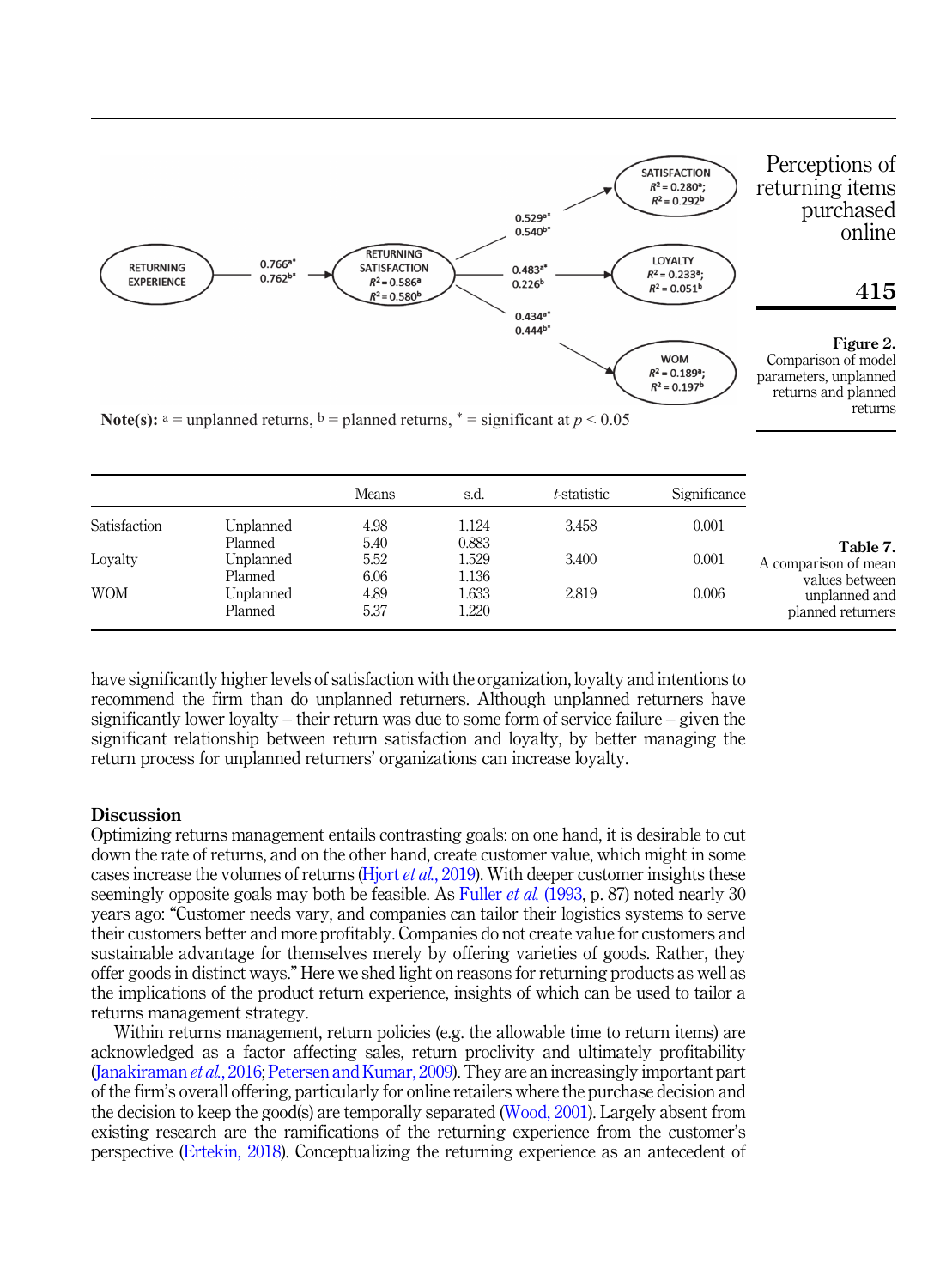RETURNING EXPERIENCE → RETURNING SATISFACTION ($R^2 = 0.586^a$; $R^2 = 0.580^b$): $0.766^{a*}$, $0.762^{b*}$

RETURNING SATISFACTION → SATISFACTION ($R^2 = 0.280^a$; $R^2 = 0.292^b$): $0.529^{a*}$, $0.540^{b*}$

RETURNING SATISFACTION → LOYALTY ($R^2 = 0.233^a$; $R^2 = 0.051^b$): $0.483^{a*}$, $0.226^b$

RETURNING SATISFACTION → WOM ($R^2 = 0.189^a$; $R^2 = 0.197^b$): $0.434^{a*}$, $0.444^{b*}$

**Note(s):** a = unplanned returns, b = planned returns, * = significant at $p < 0.05$

**Figure 2.** Comparison of model parameters, unplanned returns and planned returns

**Table 7.** A comparison of mean values between unplanned and planned returners

| | | Means | s.d. | *t*-statistic | Significance |
|---|---|---|---|---|---|
| Satisfaction | Unplanned | 4.98 | 1.124 | 3.458 | 0.001 |
| | Planned | 5.40 | 0.883 | | |
| Loyalty | Unplanned | 5.52 | 1.529 | 3.400 | 0.001 |
| | Planned | 6.06 | 1.136 | | |
| WOM | Unplanned | 4.89 | 1.633 | 2.819 | 0.006 |
| | Planned | 5.37 | 1.220 | | |

have significantly higher levels of satisfaction with the organization, loyalty and intentions to recommend the firm than do unplanned returners. Although unplanned returners have significantly lower loyalty – their return was due to some form of service failure – given the significant relationship between return satisfaction and loyalty, by better managing the return process for unplanned returners' organizations can increase loyalty.

## Discussion

Optimizing returns management entails contrasting goals: on one hand, it is desirable to cut down the rate of returns, and on the other hand, create customer value, which might in some cases increase the volumes of returns (Hjort *et al.*, 2019). With deeper customer insights these seemingly opposite goals may both be feasible. As Fuller *et al.* (1993, p. 87) noted nearly 30 years ago: "Customer needs vary, and companies can tailor their logistics systems to serve their customers better and more profitably. Companies do not create value for customers and sustainable advantage for themselves merely by offering varieties of goods. Rather, they offer goods in distinct ways." Here we shed light on reasons for returning products as well as the implications of the product return experience, insights of which can be used to tailor a returns management strategy.

Within returns management, return policies (e.g. the allowable time to return items) are acknowledged as a factor affecting sales, return proclivity and ultimately profitability (Janakiraman *et al.*, 2016; Petersen and Kumar, 2009). They are an increasingly important part of the firm's overall offering, particularly for online retailers where the purchase decision and the decision to keep the good(s) are temporally separated (Wood, 2001). Largely absent from existing research are the ramifications of the returning experience from the customer's perspective (Ertekin, 2018). Conceptualizing the returning experience as an antecedent of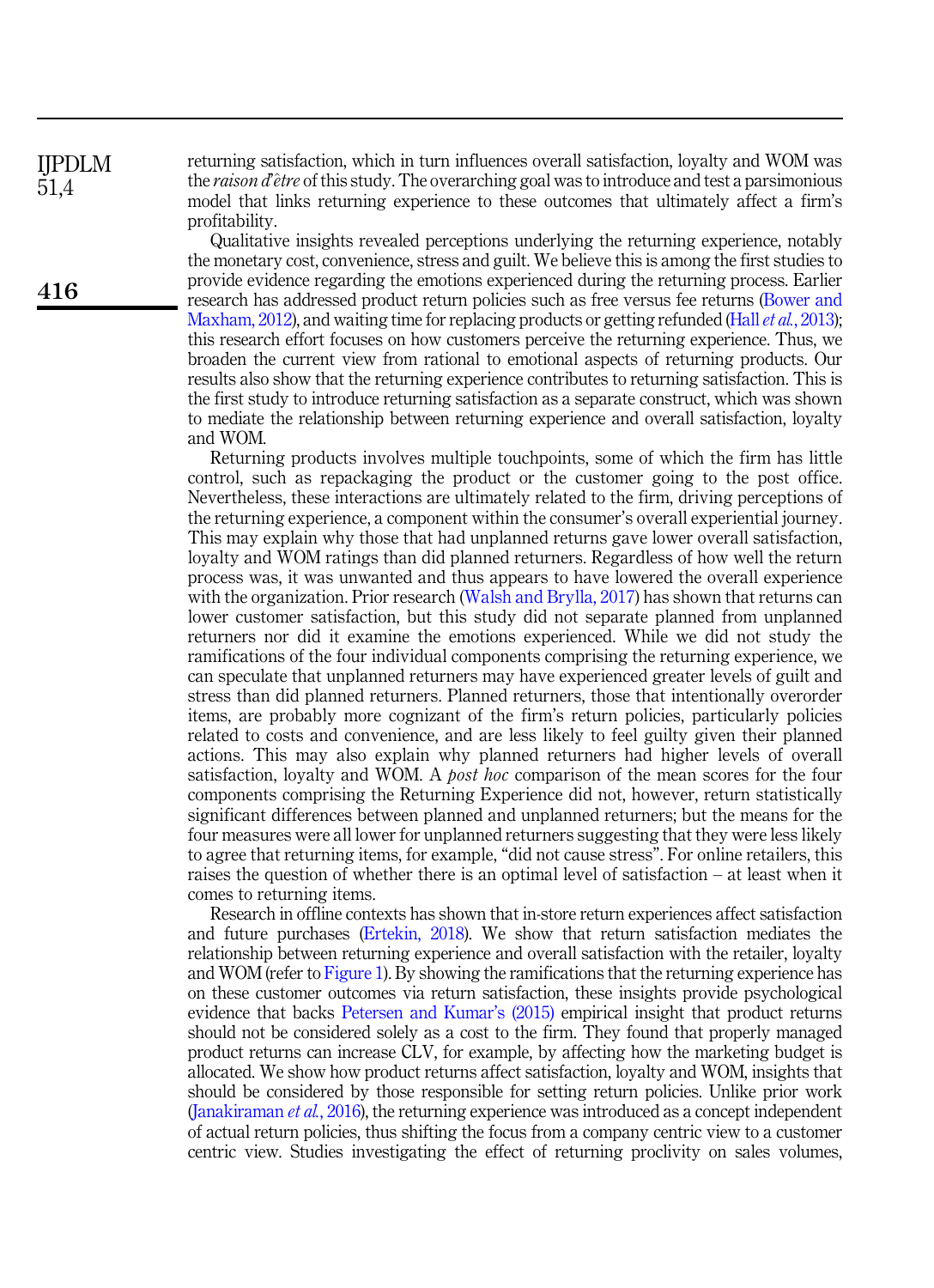returning satisfaction, which in turn influences overall satisfaction, loyalty and WOM was the *raison d'être* of this study. The overarching goal was to introduce and test a parsimonious model that links returning experience to these outcomes that ultimately affect a firm's profitability.

Qualitative insights revealed perceptions underlying the returning experience, notably the monetary cost, convenience, stress and guilt. We believe this is among the first studies to provide evidence regarding the emotions experienced during the returning process. Earlier research has addressed product return policies such as free versus fee returns (Bower and Maxham, 2012), and waiting time for replacing products or getting refunded (Hall *et al.*, 2013); this research effort focuses on how customers perceive the returning experience. Thus, we broaden the current view from rational to emotional aspects of returning products. Our results also show that the returning experience contributes to returning satisfaction. This is the first study to introduce returning satisfaction as a separate construct, which was shown to mediate the relationship between returning experience and overall satisfaction, loyalty and WOM.

Returning products involves multiple touchpoints, some of which the firm has little control, such as repackaging the product or the customer going to the post office. Nevertheless, these interactions are ultimately related to the firm, driving perceptions of the returning experience, a component within the consumer's overall experiential journey. This may explain why those that had unplanned returns gave lower overall satisfaction, loyalty and WOM ratings than did planned returners. Regardless of how well the return process was, it was unwanted and thus appears to have lowered the overall experience with the organization. Prior research (Walsh and Brylla, 2017) has shown that returns can lower customer satisfaction, but this study did not separate planned from unplanned returners nor did it examine the emotions experienced. While we did not study the ramifications of the four individual components comprising the returning experience, we can speculate that unplanned returners may have experienced greater levels of guilt and stress than did planned returners. Planned returners, those that intentionally overorder items, are probably more cognizant of the firm's return policies, particularly policies related to costs and convenience, and are less likely to feel guilty given their planned actions. This may also explain why planned returners had higher levels of overall satisfaction, loyalty and WOM. A *post hoc* comparison of the mean scores for the four components comprising the Returning Experience did not, however, return statistically significant differences between planned and unplanned returners; but the means for the four measures were all lower for unplanned returners suggesting that they were less likely to agree that returning items, for example, "did not cause stress". For online retailers, this raises the question of whether there is an optimal level of satisfaction – at least when it comes to returning items.

Research in offline contexts has shown that in-store return experiences affect satisfaction and future purchases (Ertekin, 2018). We show that return satisfaction mediates the relationship between returning experience and overall satisfaction with the retailer, loyalty and WOM (refer to Figure 1). By showing the ramifications that the returning experience has on these customer outcomes via return satisfaction, these insights provide psychological evidence that backs Petersen and Kumar's (2015) empirical insight that product returns should not be considered solely as a cost to the firm. They found that properly managed product returns can increase CLV, for example, by affecting how the marketing budget is allocated. We show how product returns affect satisfaction, loyalty and WOM, insights that should be considered by those responsible for setting return policies. Unlike prior work (Janakiraman *et al.*, 2016), the returning experience was introduced as a concept independent of actual return policies, thus shifting the focus from a company centric view to a customer centric view. Studies investigating the effect of returning proclivity on sales volumes,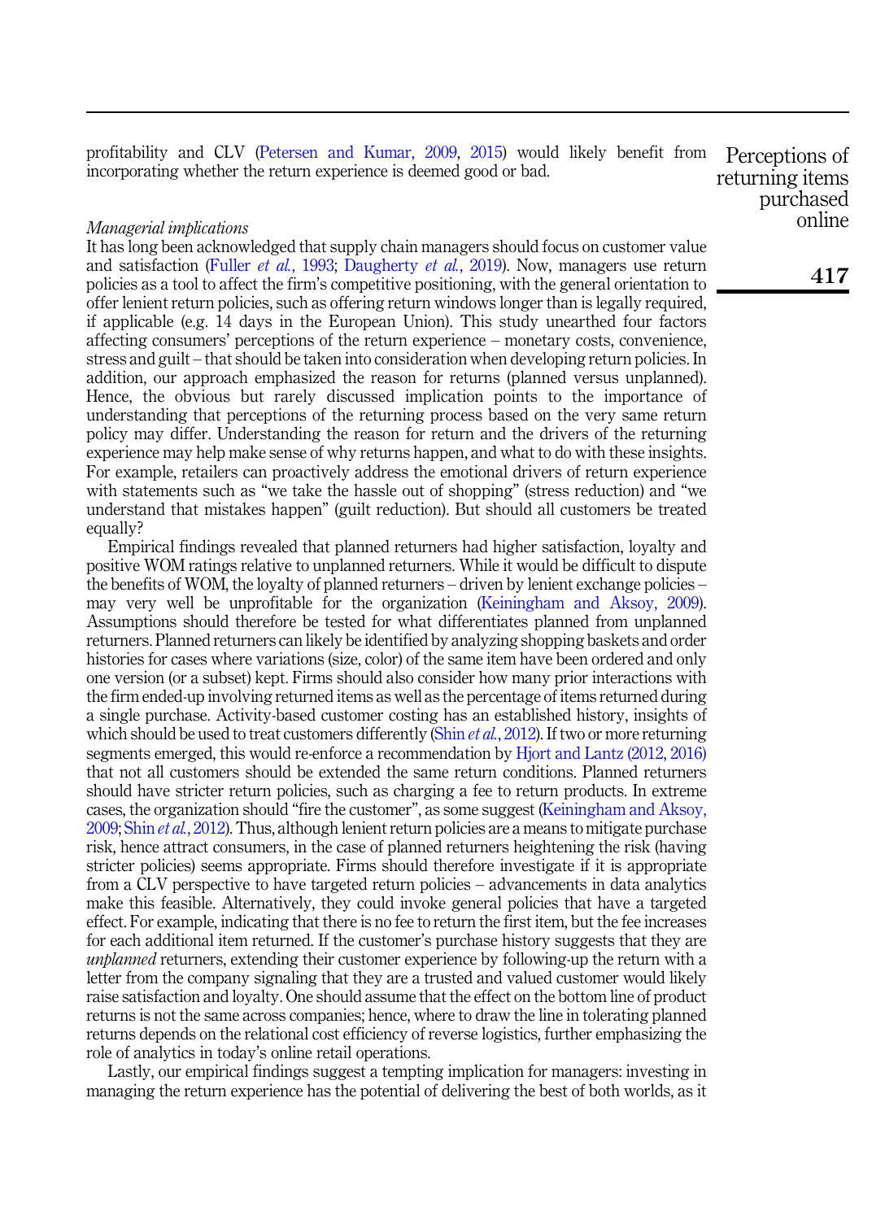profitability and CLV (Petersen and Kumar, 2009, 2015) would likely benefit from incorporating whether the return experience is deemed good or bad.

*Managerial implications*

It has long been acknowledged that supply chain managers should focus on customer value and satisfaction (Fuller *et al.*, 1993; Daugherty *et al.*, 2019). Now, managers use return policies as a tool to affect the firm's competitive positioning, with the general orientation to offer lenient return policies, such as offering return windows longer than is legally required, if applicable (e.g. 14 days in the European Union). This study unearthed four factors affecting consumers' perceptions of the return experience – monetary costs, convenience, stress and guilt – that should be taken into consideration when developing return policies. In addition, our approach emphasized the reason for returns (planned versus unplanned). Hence, the obvious but rarely discussed implication points to the importance of understanding that perceptions of the returning process based on the very same return policy may differ. Understanding the reason for return and the drivers of the returning experience may help make sense of why returns happen, and what to do with these insights. For example, retailers can proactively address the emotional drivers of return experience with statements such as "we take the hassle out of shopping" (stress reduction) and "we understand that mistakes happen" (guilt reduction). But should all customers be treated equally?

Empirical findings revealed that planned returners had higher satisfaction, loyalty and positive WOM ratings relative to unplanned returners. While it would be difficult to dispute the benefits of WOM, the loyalty of planned returners – driven by lenient exchange policies – may very well be unprofitable for the organization (Keiningham and Aksoy, 2009). Assumptions should therefore be tested for what differentiates planned from unplanned returners. Planned returners can likely be identified by analyzing shopping baskets and order histories for cases where variations (size, color) of the same item have been ordered and only one version (or a subset) kept. Firms should also consider how many prior interactions with the firm ended-up involving returned items as well as the percentage of items returned during a single purchase. Activity-based customer costing has an established history, insights of which should be used to treat customers differently (Shin *et al.*, 2012). If two or more returning segments emerged, this would re-enforce a recommendation by Hjort and Lantz (2012, 2016) that not all customers should be extended the same return conditions. Planned returners should have stricter return policies, such as charging a fee to return products. In extreme cases, the organization should "fire the customer", as some suggest (Keiningham and Aksoy, 2009; Shin *et al.*, 2012). Thus, although lenient return policies are a means to mitigate purchase risk, hence attract consumers, in the case of planned returners heightening the risk (having stricter policies) seems appropriate. Firms should therefore investigate if it is appropriate from a CLV perspective to have targeted return policies – advancements in data analytics make this feasible. Alternatively, they could invoke general policies that have a targeted effect. For example, indicating that there is no fee to return the first item, but the fee increases for each additional item returned. If the customer's purchase history suggests that they are *unplanned* returners, extending their customer experience by following-up the return with a letter from the company signaling that they are a trusted and valued customer would likely raise satisfaction and loyalty. One should assume that the effect on the bottom line of product returns is not the same across companies; hence, where to draw the line in tolerating planned returns depends on the relational cost efficiency of reverse logistics, further emphasizing the role of analytics in today's online retail operations.

Lastly, our empirical findings suggest a tempting implication for managers: investing in managing the return experience has the potential of delivering the best of both worlds, as it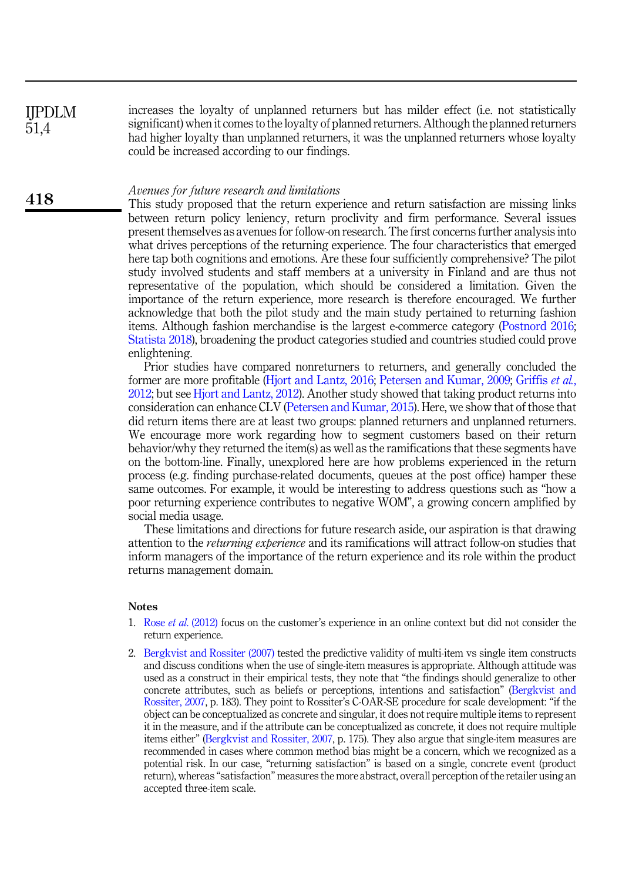increases the loyalty of unplanned returners but has milder effect (i.e. not statistically significant) when it comes to the loyalty of planned returners. Although the planned returners had higher loyalty than unplanned returners, it was the unplanned returners whose loyalty could be increased according to our findings.

### *Avenues for future research and limitations*

This study proposed that the return experience and return satisfaction are missing links between return policy leniency, return proclivity and firm performance. Several issues present themselves as avenues for follow-on research. The first concerns further analysis into what drives perceptions of the returning experience. The four characteristics that emerged here tap both cognitions and emotions. Are these four sufficiently comprehensive? The pilot study involved students and staff members at a university in Finland and are thus not representative of the population, which should be considered a limitation. Given the importance of the return experience, more research is therefore encouraged. We further acknowledge that both the pilot study and the main study pertained to returning fashion items. Although fashion merchandise is the largest e-commerce category (Postnord 2016; Statista 2018), broadening the product categories studied and countries studied could prove enlightening.

Prior studies have compared nonreturners to returners, and generally concluded the former are more profitable (Hjort and Lantz, 2016; Petersen and Kumar, 2009; Griffis *et al.*, 2012; but see Hjort and Lantz, 2012). Another study showed that taking product returns into consideration can enhance CLV (Petersen and Kumar, 2015). Here, we show that of those that did return items there are at least two groups: planned returners and unplanned returners. We encourage more work regarding how to segment customers based on their return behavior/why they returned the item(s) as well as the ramifications that these segments have on the bottom-line. Finally, unexplored here are how problems experienced in the return process (e.g. finding purchase-related documents, queues at the post office) hamper these same outcomes. For example, it would be interesting to address questions such as "how a poor returning experience contributes to negative WOM", a growing concern amplified by social media usage.

These limitations and directions for future research aside, our aspiration is that drawing attention to the *returning experience* and its ramifications will attract follow-on studies that inform managers of the importance of the return experience and its role within the product returns management domain.

#### Notes

1. Rose *et al.* (2012) focus on the customer's experience in an online context but did not consider the return experience.
2. Bergkvist and Rossiter (2007) tested the predictive validity of multi-item vs single item constructs and discuss conditions when the use of single-item measures is appropriate. Although attitude was used as a construct in their empirical tests, they note that "the findings should generalize to other concrete attributes, such as beliefs or perceptions, intentions and satisfaction" (Bergkvist and Rossiter, 2007, p. 183). They point to Rossiter's C-OAR-SE procedure for scale development: "if the object can be conceptualized as concrete and singular, it does not require multiple items to represent it in the measure, and if the attribute can be conceptualized as concrete, it does not require multiple items either" (Bergkvist and Rossiter, 2007, p. 175). They also argue that single-item measures are recommended in cases where common method bias might be a concern, which we recognized as a potential risk. In our case, "returning satisfaction" is based on a single, concrete event (product return), whereas "satisfaction" measures the more abstract, overall perception of the retailer using an accepted three-item scale.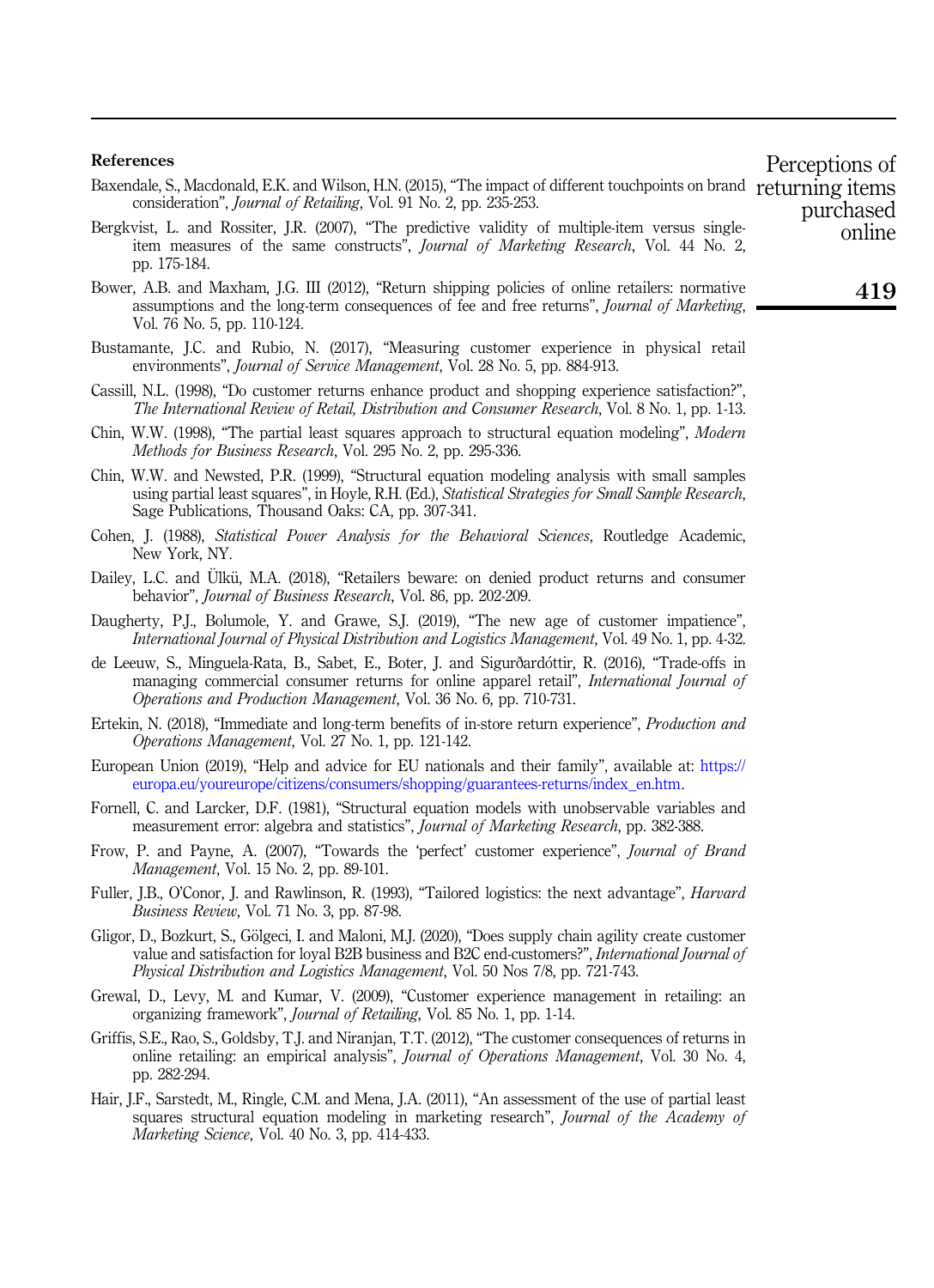## References

Baxendale, S., Macdonald, E.K. and Wilson, H.N. (2015), "The impact of different touchpoints on brand consideration", *Journal of Retailing*, Vol. 91 No. 2, pp. 235-253.

Bergkvist, L. and Rossiter, J.R. (2007), "The predictive validity of multiple-item versus single-item measures of the same constructs", *Journal of Marketing Research*, Vol. 44 No. 2, pp. 175-184.

Bower, A.B. and Maxham, J.G. III (2012), "Return shipping policies of online retailers: normative assumptions and the long-term consequences of fee and free returns", *Journal of Marketing*, Vol. 76 No. 5, pp. 110-124.

Bustamante, J.C. and Rubio, N. (2017), "Measuring customer experience in physical retail environments", *Journal of Service Management*, Vol. 28 No. 5, pp. 884-913.

Cassill, N.L. (1998), "Do customer returns enhance product and shopping experience satisfaction?", *The International Review of Retail, Distribution and Consumer Research*, Vol. 8 No. 1, pp. 1-13.

Chin, W.W. (1998), "The partial least squares approach to structural equation modeling", *Modern Methods for Business Research*, Vol. 295 No. 2, pp. 295-336.

Chin, W.W. and Newsted, P.R. (1999), "Structural equation modeling analysis with small samples using partial least squares", in Hoyle, R.H. (Ed.), *Statistical Strategies for Small Sample Research*, Sage Publications, Thousand Oaks: CA, pp. 307-341.

Cohen, J. (1988), *Statistical Power Analysis for the Behavioral Sciences*, Routledge Academic, New York, NY.

Dailey, L.C. and Ülkü, M.A. (2018), "Retailers beware: on denied product returns and consumer behavior", *Journal of Business Research*, Vol. 86, pp. 202-209.

Daugherty, P.J., Bolumole, Y. and Grawe, S.J. (2019), "The new age of customer impatience", *International Journal of Physical Distribution and Logistics Management*, Vol. 49 No. 1, pp. 4-32.

de Leeuw, S., Minguela-Rata, B., Sabet, E., Boter, J. and Sigurðardóttir, R. (2016), "Trade-offs in managing commercial consumer returns for online apparel retail", *International Journal of Operations and Production Management*, Vol. 36 No. 6, pp. 710-731.

Ertekin, N. (2018), "Immediate and long-term benefits of in-store return experience", *Production and Operations Management*, Vol. 27 No. 1, pp. 121-142.

European Union (2019), "Help and advice for EU nationals and their family", available at: https://europa.eu/youreurope/citizens/consumers/shopping/guarantees-returns/index_en.htm.

Fornell, C. and Larcker, D.F. (1981), "Structural equation models with unobservable variables and measurement error: algebra and statistics", *Journal of Marketing Research*, pp. 382-388.

Frow, P. and Payne, A. (2007), "Towards the 'perfect' customer experience", *Journal of Brand Management*, Vol. 15 No. 2, pp. 89-101.

Fuller, J.B., O'Conor, J. and Rawlinson, R. (1993), "Tailored logistics: the next advantage", *Harvard Business Review*, Vol. 71 No. 3, pp. 87-98.

Gligor, D., Bozkurt, S., Gölgeci, I. and Maloni, M.J. (2020), "Does supply chain agility create customer value and satisfaction for loyal B2B business and B2C end-customers?", *International Journal of Physical Distribution and Logistics Management*, Vol. 50 Nos 7/8, pp. 721-743.

Grewal, D., Levy, M. and Kumar, V. (2009), "Customer experience management in retailing: an organizing framework", *Journal of Retailing*, Vol. 85 No. 1, pp. 1-14.

Griffis, S.E., Rao, S., Goldsby, T.J. and Niranjan, T.T. (2012), "The customer consequences of returns in online retailing: an empirical analysis", *Journal of Operations Management*, Vol. 30 No. 4, pp. 282-294.

Hair, J.F., Sarstedt, M., Ringle, C.M. and Mena, J.A. (2011), "An assessment of the use of partial least squares structural equation modeling in marketing research", *Journal of the Academy of Marketing Science*, Vol. 40 No. 3, pp. 414-433.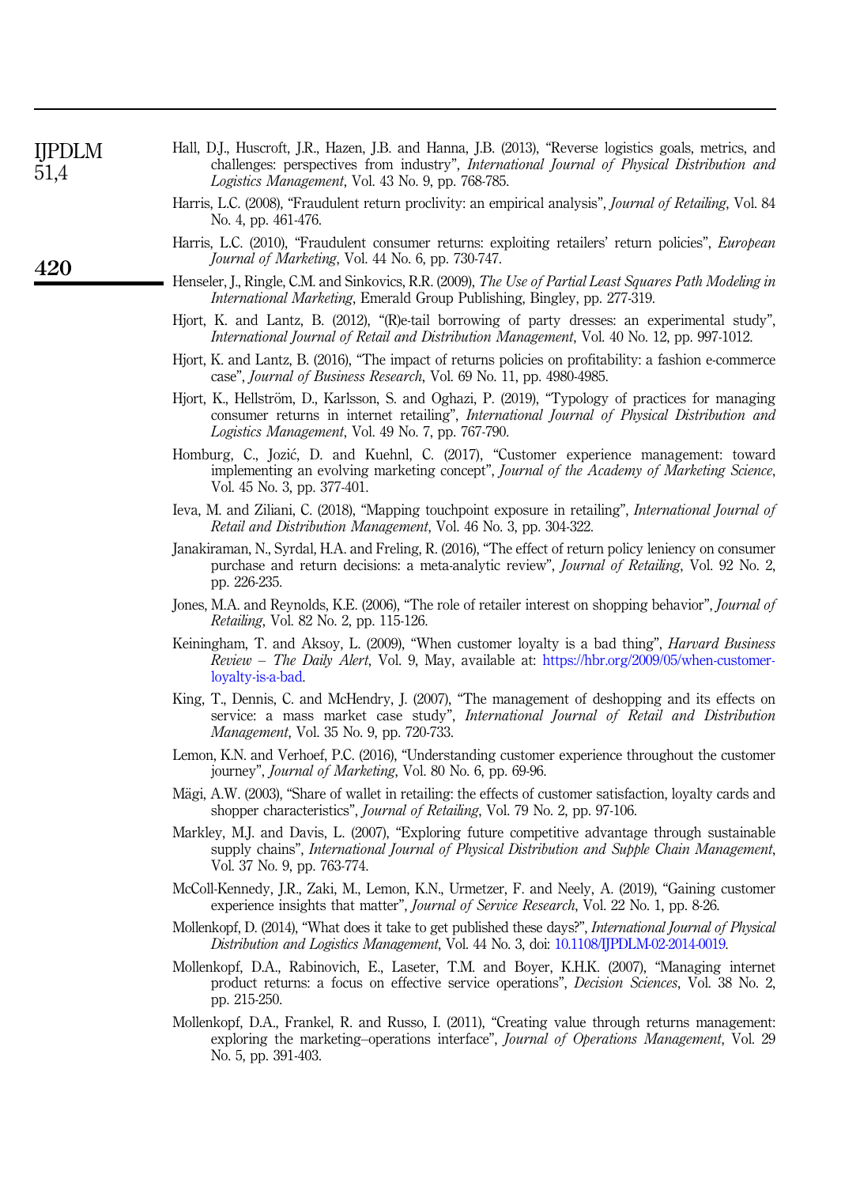Hall, D.J., Huscroft, J.R., Hazen, J.B. and Hanna, J.B. (2013), "Reverse logistics goals, metrics, and challenges: perspectives from industry", *International Journal of Physical Distribution and Logistics Management*, Vol. 43 No. 9, pp. 768-785.

Harris, L.C. (2008), "Fraudulent return proclivity: an empirical analysis", *Journal of Retailing*, Vol. 84 No. 4, pp. 461-476.

Harris, L.C. (2010), "Fraudulent consumer returns: exploiting retailers' return policies", *European Journal of Marketing*, Vol. 44 No. 6, pp. 730-747.

Henseler, J., Ringle, C.M. and Sinkovics, R.R. (2009), *The Use of Partial Least Squares Path Modeling in International Marketing*, Emerald Group Publishing, Bingley, pp. 277-319.

Hjort, K. and Lantz, B. (2012), "(R)e-tail borrowing of party dresses: an experimental study", *International Journal of Retail and Distribution Management*, Vol. 40 No. 12, pp. 997-1012.

Hjort, K. and Lantz, B. (2016), "The impact of returns policies on profitability: a fashion e-commerce case", *Journal of Business Research*, Vol. 69 No. 11, pp. 4980-4985.

Hjort, K., Hellström, D., Karlsson, S. and Oghazi, P. (2019), "Typology of practices for managing consumer returns in internet retailing", *International Journal of Physical Distribution and Logistics Management*, Vol. 49 No. 7, pp. 767-790.

Homburg, C., Jozić, D. and Kuehnl, C. (2017), "Customer experience management: toward implementing an evolving marketing concept", *Journal of the Academy of Marketing Science*, Vol. 45 No. 3, pp. 377-401.

Ieva, M. and Ziliani, C. (2018), "Mapping touchpoint exposure in retailing", *International Journal of Retail and Distribution Management*, Vol. 46 No. 3, pp. 304-322.

Janakiraman, N., Syrdal, H.A. and Freling, R. (2016), "The effect of return policy leniency on consumer purchase and return decisions: a meta-analytic review", *Journal of Retailing*, Vol. 92 No. 2, pp. 226-235.

Jones, M.A. and Reynolds, K.E. (2006), "The role of retailer interest on shopping behavior", *Journal of Retailing*, Vol. 82 No. 2, pp. 115-126.

Keiningham, T. and Aksoy, L. (2009), "When customer loyalty is a bad thing", *Harvard Business Review – The Daily Alert*, Vol. 9, May, available at: https://hbr.org/2009/05/when-customer-loyalty-is-a-bad.

King, T., Dennis, C. and McHendry, J. (2007), "The management of deshopping and its effects on service: a mass market case study", *International Journal of Retail and Distribution Management*, Vol. 35 No. 9, pp. 720-733.

Lemon, K.N. and Verhoef, P.C. (2016), "Understanding customer experience throughout the customer journey", *Journal of Marketing*, Vol. 80 No. 6, pp. 69-96.

Mägi, A.W. (2003), "Share of wallet in retailing: the effects of customer satisfaction, loyalty cards and shopper characteristics", *Journal of Retailing*, Vol. 79 No. 2, pp. 97-106.

Markley, M.J. and Davis, L. (2007), "Exploring future competitive advantage through sustainable supply chains", *International Journal of Physical Distribution and Supple Chain Management*, Vol. 37 No. 9, pp. 763-774.

McColl-Kennedy, J.R., Zaki, M., Lemon, K.N., Urmetzer, F. and Neely, A. (2019), "Gaining customer experience insights that matter", *Journal of Service Research*, Vol. 22 No. 1, pp. 8-26.

Mollenkopf, D. (2014), "What does it take to get published these days?", *International Journal of Physical Distribution and Logistics Management*, Vol. 44 No. 3, doi: 10.1108/IJPDLM-02-2014-0019.

Mollenkopf, D.A., Rabinovich, E., Laseter, T.M. and Boyer, K.H.K. (2007), "Managing internet product returns: a focus on effective service operations", *Decision Sciences*, Vol. 38 No. 2, pp. 215-250.

Mollenkopf, D.A., Frankel, R. and Russo, I. (2011), "Creating value through returns management: exploring the marketing–operations interface", *Journal of Operations Management*, Vol. 29 No. 5, pp. 391-403.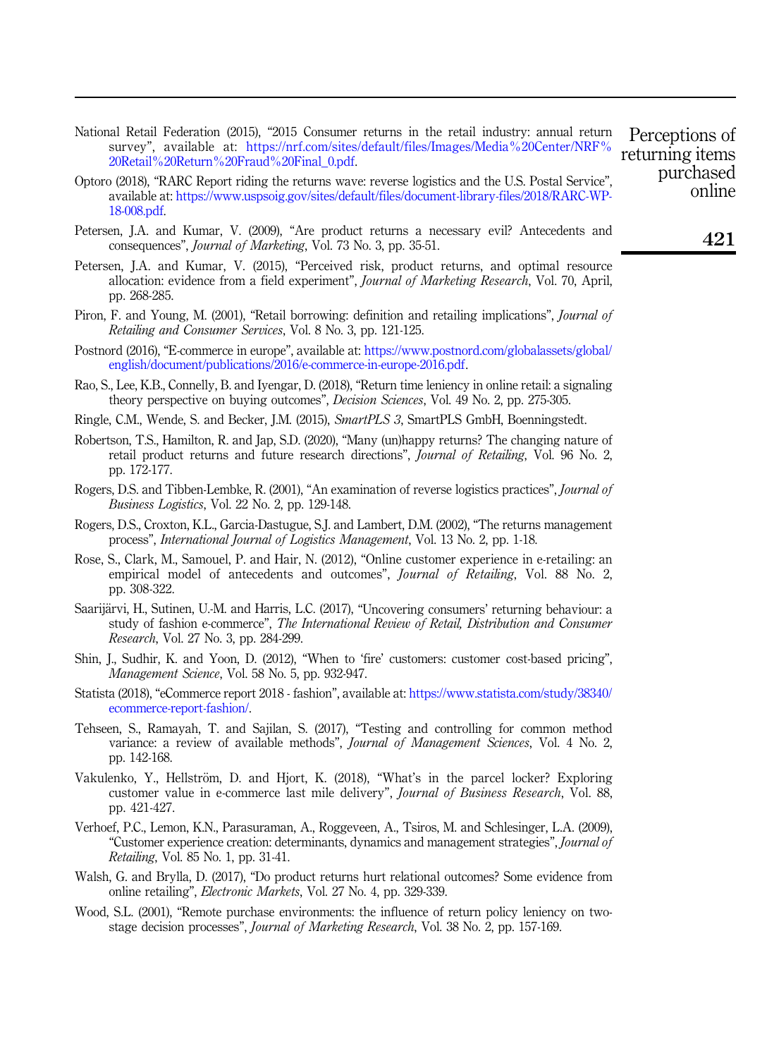National Retail Federation (2015), "2015 Consumer returns in the retail industry: annual return survey", available at: https://nrf.com/sites/default/files/Images/Media%20Center/NRF%20Retail%20Return%20Fraud%20Final_0.pdf.

Optoro (2018), "RARC Report riding the returns wave: reverse logistics and the U.S. Postal Service", available at: https://www.uspsoig.gov/sites/default/files/document-library-files/2018/RARC-WP-18-008.pdf.

Petersen, J.A. and Kumar, V. (2009), "Are product returns a necessary evil? Antecedents and consequences", *Journal of Marketing*, Vol. 73 No. 3, pp. 35-51.

Petersen, J.A. and Kumar, V. (2015), "Perceived risk, product returns, and optimal resource allocation: evidence from a field experiment", *Journal of Marketing Research*, Vol. 70, April, pp. 268-285.

Piron, F. and Young, M. (2001), "Retail borrowing: definition and retailing implications", *Journal of Retailing and Consumer Services*, Vol. 8 No. 3, pp. 121-125.

Postnord (2016), "E-commerce in europe", available at: https://www.postnord.com/globalassets/global/english/document/publications/2016/e-commerce-in-europe-2016.pdf.

Rao, S., Lee, K.B., Connelly, B. and Iyengar, D. (2018), "Return time leniency in online retail: a signaling theory perspective on buying outcomes", *Decision Sciences*, Vol. 49 No. 2, pp. 275-305.

Ringle, C.M., Wende, S. and Becker, J.M. (2015), *SmartPLS 3*, SmartPLS GmbH, Boenningstedt.

Robertson, T.S., Hamilton, R. and Jap, S.D. (2020), "Many (un)happy returns? The changing nature of retail product returns and future research directions", *Journal of Retailing*, Vol. 96 No. 2, pp. 172-177.

Rogers, D.S. and Tibben-Lembke, R. (2001), "An examination of reverse logistics practices", *Journal of Business Logistics*, Vol. 22 No. 2, pp. 129-148.

Rogers, D.S., Croxton, K.L., Garcia-Dastugue, S.J. and Lambert, D.M. (2002), "The returns management process", *International Journal of Logistics Management*, Vol. 13 No. 2, pp. 1-18.

Rose, S., Clark, M., Samouel, P. and Hair, N. (2012), "Online customer experience in e-retailing: an empirical model of antecedents and outcomes", *Journal of Retailing*, Vol. 88 No. 2, pp. 308-322.

Saarijärvi, H., Sutinen, U.-M. and Harris, L.C. (2017), "Uncovering consumers' returning behaviour: a study of fashion e-commerce", *The International Review of Retail, Distribution and Consumer Research*, Vol. 27 No. 3, pp. 284-299.

Shin, J., Sudhir, K. and Yoon, D. (2012), "When to 'fire' customers: customer cost-based pricing", *Management Science*, Vol. 58 No. 5, pp. 932-947.

Statista (2018), "eCommerce report 2018 - fashion", available at: https://www.statista.com/study/38340/ecommerce-report-fashion/.

Tehseen, S., Ramayah, T. and Sajilan, S. (2017), "Testing and controlling for common method variance: a review of available methods", *Journal of Management Sciences*, Vol. 4 No. 2, pp. 142-168.

Vakulenko, Y., Hellström, D. and Hjort, K. (2018), "What's in the parcel locker? Exploring customer value in e-commerce last mile delivery", *Journal of Business Research*, Vol. 88, pp. 421-427.

Verhoef, P.C., Lemon, K.N., Parasuraman, A., Roggeveen, A., Tsiros, M. and Schlesinger, L.A. (2009), "Customer experience creation: determinants, dynamics and management strategies", *Journal of Retailing*, Vol. 85 No. 1, pp. 31-41.

Walsh, G. and Brylla, D. (2017), "Do product returns hurt relational outcomes? Some evidence from online retailing", *Electronic Markets*, Vol. 27 No. 4, pp. 329-339.

Wood, S.L. (2001), "Remote purchase environments: the influence of return policy leniency on two-stage decision processes", *Journal of Marketing Research*, Vol. 38 No. 2, pp. 157-169.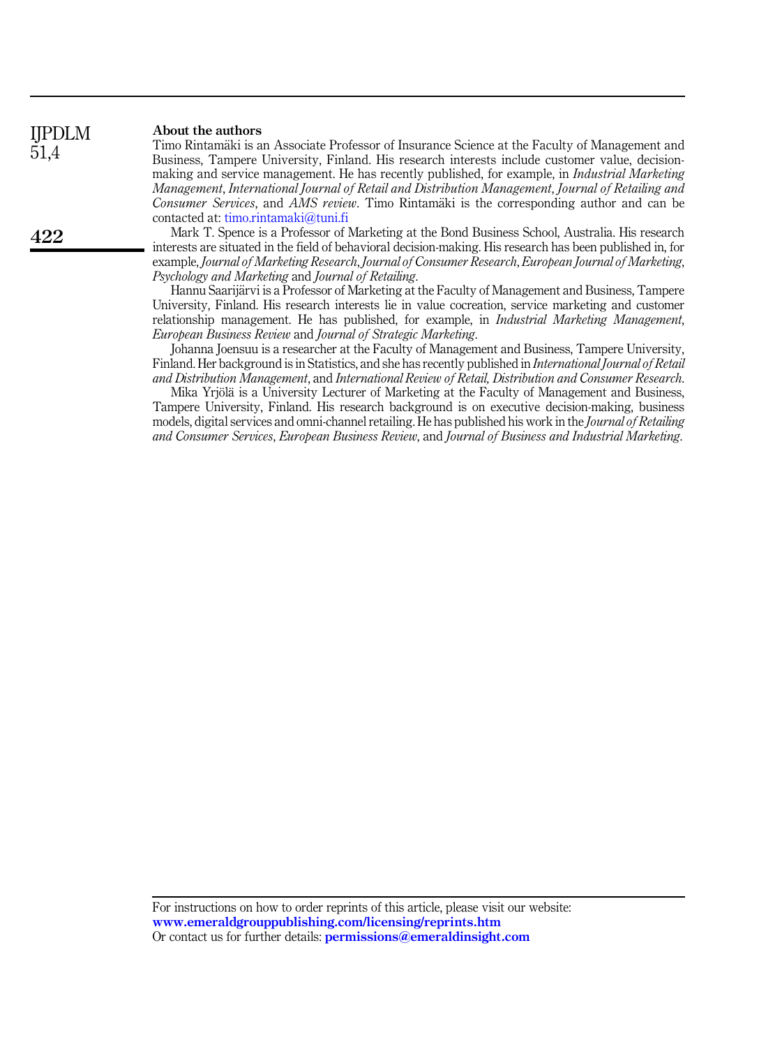## About the authors

Timo Rintamäki is an Associate Professor of Insurance Science at the Faculty of Management and Business, Tampere University, Finland. His research interests include customer value, decision-making and service management. He has recently published, for example, in *Industrial Marketing Management*, *International Journal of Retail and Distribution Management*, *Journal of Retailing and Consumer Services*, and *AMS review*. Timo Rintamäki is the corresponding author and can be contacted at: timo.rintamaki@tuni.fi

Mark T. Spence is a Professor of Marketing at the Bond Business School, Australia. His research interests are situated in the field of behavioral decision-making. His research has been published in, for example, *Journal of Marketing Research*, *Journal of Consumer Research*, *European Journal of Marketing*, *Psychology and Marketing* and *Journal of Retailing*.

Hannu Saarijärvi is a Professor of Marketing at the Faculty of Management and Business, Tampere University, Finland. His research interests lie in value cocreation, service marketing and customer relationship management. He has published, for example, in *Industrial Marketing Management*, *European Business Review* and *Journal of Strategic Marketing*.

Johanna Joensuu is a researcher at the Faculty of Management and Business, Tampere University, Finland. Her background is in Statistics, and she has recently published in *International Journal of Retail and Distribution Management*, and *International Review of Retail, Distribution and Consumer Research*.

Mika Yrjölä is a University Lecturer of Marketing at the Faculty of Management and Business, Tampere University, Finland. His research background is on executive decision-making, business models, digital services and omni-channel retailing. He has published his work in the *Journal of Retailing and Consumer Services*, *European Business Review*, and *Journal of Business and Industrial Marketing*.

For instructions on how to order reprints of this article, please visit our website:
**www.emeraldgrouppublishing.com/licensing/reprints.htm**
Or contact us for further details: **permissions@emeraldinsight.com**